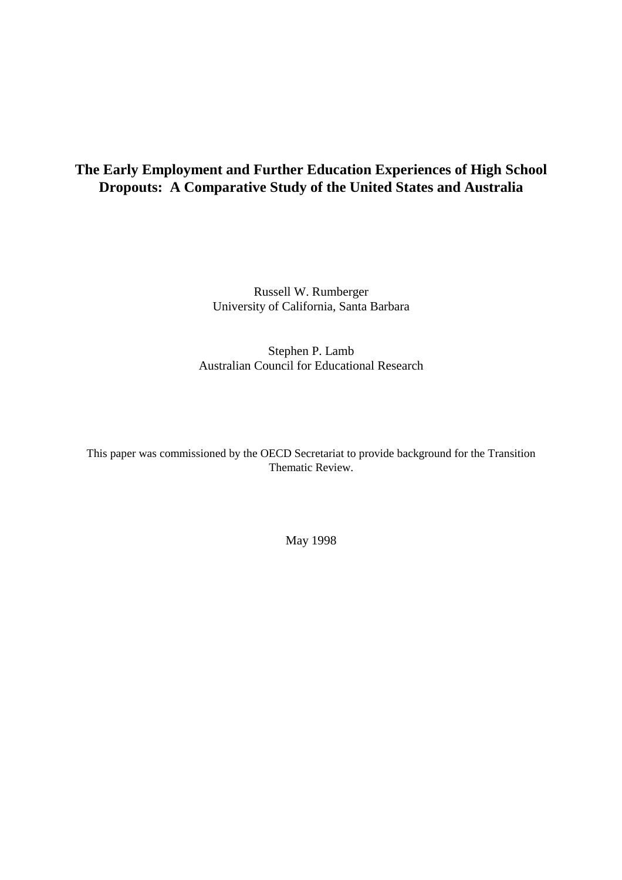# The Early Employment and Further Education Experiences of High School Dropouts: A Comparative Study of the United States and Australia

Russell W. Rumberger
University of California, Santa Barbara

Stephen P. Lamb
Australian Council for Educational Research

This paper was commissioned by the OECD Secretariat to provide background for the Transition Thematic Review.

May 1998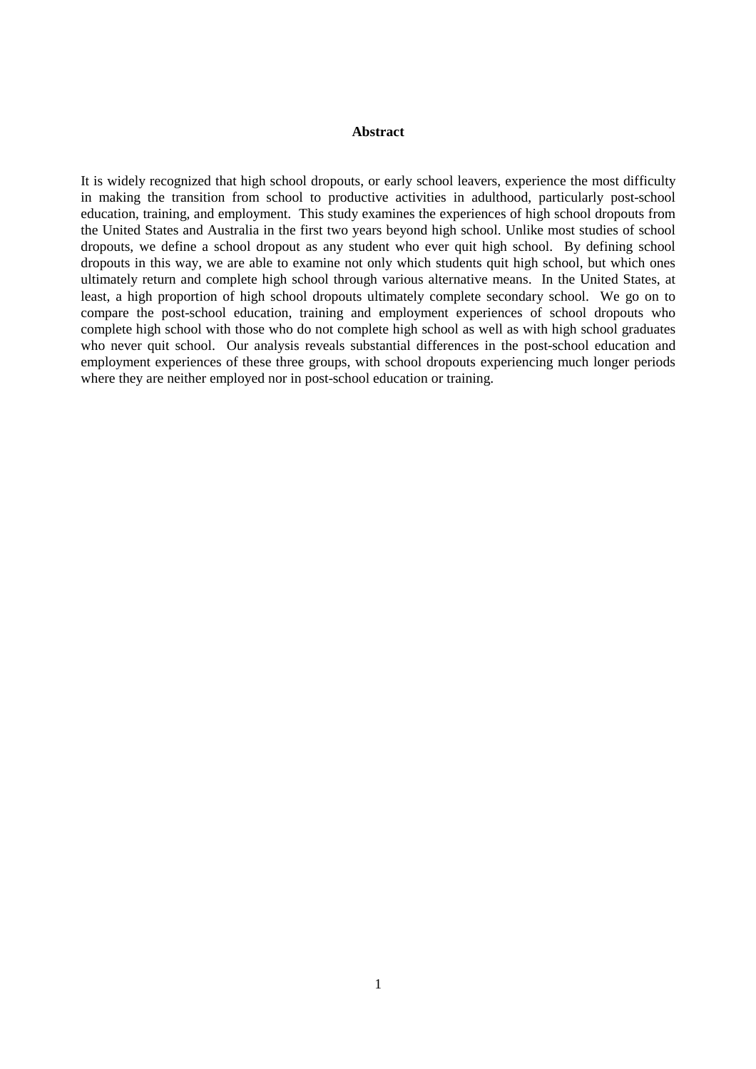**Abstract**

It is widely recognized that high school dropouts, or early school leavers, experience the most difficulty in making the transition from school to productive activities in adulthood, particularly post-school education, training, and employment. This study examines the experiences of high school dropouts from the United States and Australia in the first two years beyond high school. Unlike most studies of school dropouts, we define a school dropout as any student who ever quit high school. By defining school dropouts in this way, we are able to examine not only which students quit high school, but which ones ultimately return and complete high school through various alternative means. In the United States, at least, a high proportion of high school dropouts ultimately complete secondary school. We go on to compare the post-school education, training and employment experiences of school dropouts who complete high school with those who do not complete high school as well as with high school graduates who never quit school. Our analysis reveals substantial differences in the post-school education and employment experiences of these three groups, with school dropouts experiencing much longer periods where they are neither employed nor in post-school education or training.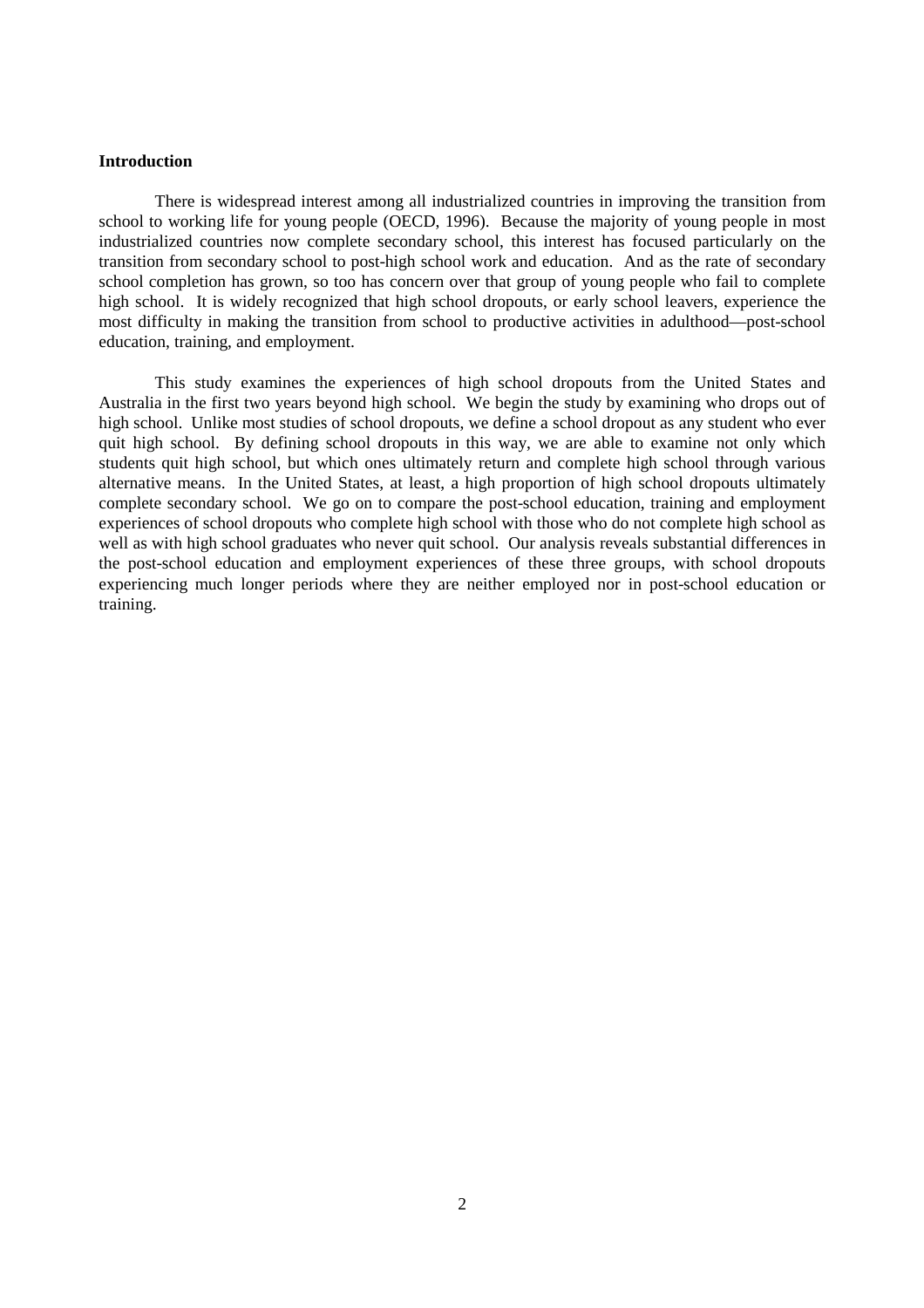**Introduction**

There is widespread interest among all industrialized countries in improving the transition from school to working life for young people (OECD, 1996). Because the majority of young people in most industrialized countries now complete secondary school, this interest has focused particularly on the transition from secondary school to post-high school work and education. And as the rate of secondary school completion has grown, so too has concern over that group of young people who fail to complete high school. It is widely recognized that high school dropouts, or early school leavers, experience the most difficulty in making the transition from school to productive activities in adulthood—post-school education, training, and employment.

This study examines the experiences of high school dropouts from the United States and Australia in the first two years beyond high school. We begin the study by examining who drops out of high school. Unlike most studies of school dropouts, we define a school dropout as any student who ever quit high school. By defining school dropouts in this way, we are able to examine not only which students quit high school, but which ones ultimately return and complete high school through various alternative means. In the United States, at least, a high proportion of high school dropouts ultimately complete secondary school. We go on to compare the post-school education, training and employment experiences of school dropouts who complete high school with those who do not complete high school as well as with high school graduates who never quit school. Our analysis reveals substantial differences in the post-school education and employment experiences of these three groups, with school dropouts experiencing much longer periods where they are neither employed nor in post-school education or training.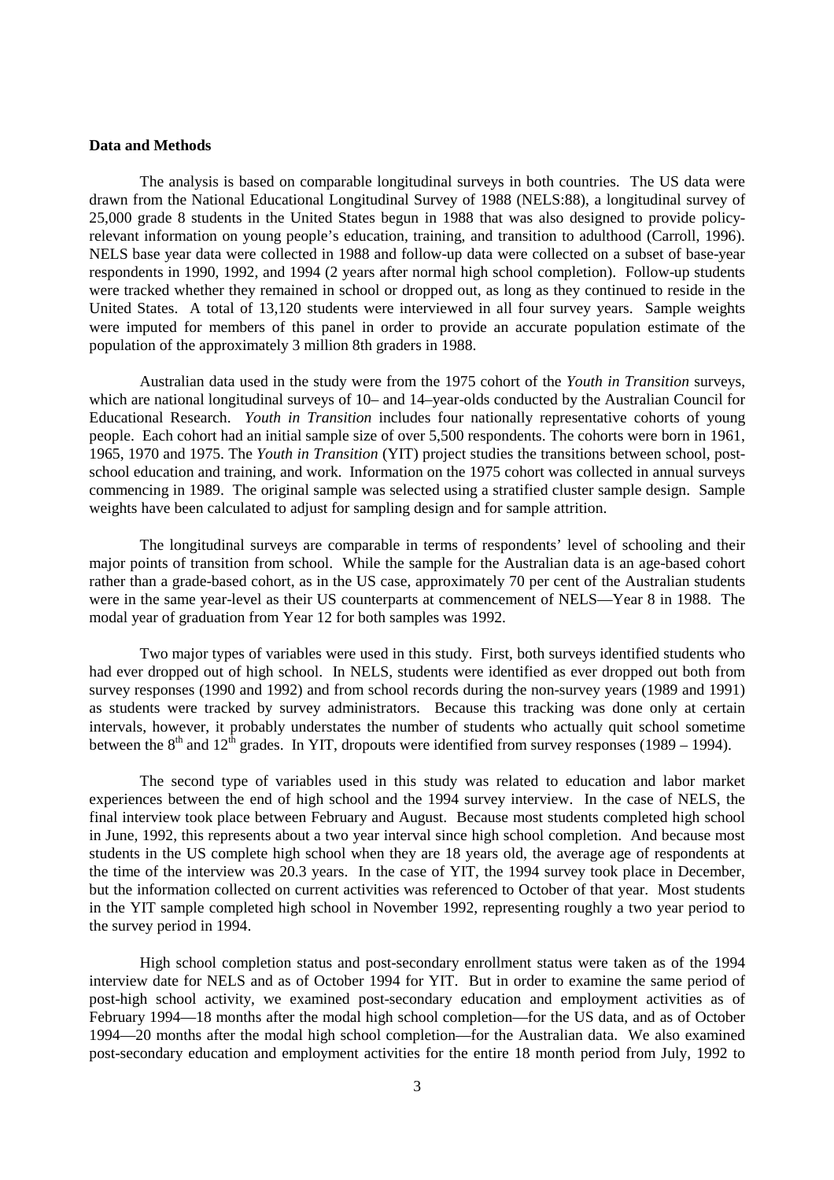**Data and Methods**

The analysis is based on comparable longitudinal surveys in both countries. The US data were drawn from the National Educational Longitudinal Survey of 1988 (NELS:88), a longitudinal survey of 25,000 grade 8 students in the United States begun in 1988 that was also designed to provide policy-relevant information on young people's education, training, and transition to adulthood (Carroll, 1996). NELS base year data were collected in 1988 and follow-up data were collected on a subset of base-year respondents in 1990, 1992, and 1994 (2 years after normal high school completion). Follow-up students were tracked whether they remained in school or dropped out, as long as they continued to reside in the United States. A total of 13,120 students were interviewed in all four survey years. Sample weights were imputed for members of this panel in order to provide an accurate population estimate of the population of the approximately 3 million 8th graders in 1988.

Australian data used in the study were from the 1975 cohort of the *Youth in Transition* surveys, which are national longitudinal surveys of 10– and 14–year-olds conducted by the Australian Council for Educational Research. *Youth in Transition* includes four nationally representative cohorts of young people. Each cohort had an initial sample size of over 5,500 respondents. The cohorts were born in 1961, 1965, 1970 and 1975. The *Youth in Transition* (YIT) project studies the transitions between school, post-school education and training, and work. Information on the 1975 cohort was collected in annual surveys commencing in 1989. The original sample was selected using a stratified cluster sample design. Sample weights have been calculated to adjust for sampling design and for sample attrition.

The longitudinal surveys are comparable in terms of respondents' level of schooling and their major points of transition from school. While the sample for the Australian data is an age-based cohort rather than a grade-based cohort, as in the US case, approximately 70 per cent of the Australian students were in the same year-level as their US counterparts at commencement of NELS—Year 8 in 1988. The modal year of graduation from Year 12 for both samples was 1992.

Two major types of variables were used in this study. First, both surveys identified students who had ever dropped out of high school. In NELS, students were identified as ever dropped out both from survey responses (1990 and 1992) and from school records during the non-survey years (1989 and 1991) as students were tracked by survey administrators. Because this tracking was done only at certain intervals, however, it probably understates the number of students who actually quit school sometime between the 8th and 12th grades. In YIT, dropouts were identified from survey responses (1989 – 1994).

The second type of variables used in this study was related to education and labor market experiences between the end of high school and the 1994 survey interview. In the case of NELS, the final interview took place between February and August. Because most students completed high school in June, 1992, this represents about a two year interval since high school completion. And because most students in the US complete high school when they are 18 years old, the average age of respondents at the time of the interview was 20.3 years. In the case of YIT, the 1994 survey took place in December, but the information collected on current activities was referenced to October of that year. Most students in the YIT sample completed high school in November 1992, representing roughly a two year period to the survey period in 1994.

High school completion status and post-secondary enrollment status were taken as of the 1994 interview date for NELS and as of October 1994 for YIT. But in order to examine the same period of post-high school activity, we examined post-secondary education and employment activities as of February 1994—18 months after the modal high school completion—for the US data, and as of October 1994—20 months after the modal high school completion—for the Australian data. We also examined post-secondary education and employment activities for the entire 18 month period from July, 1992 to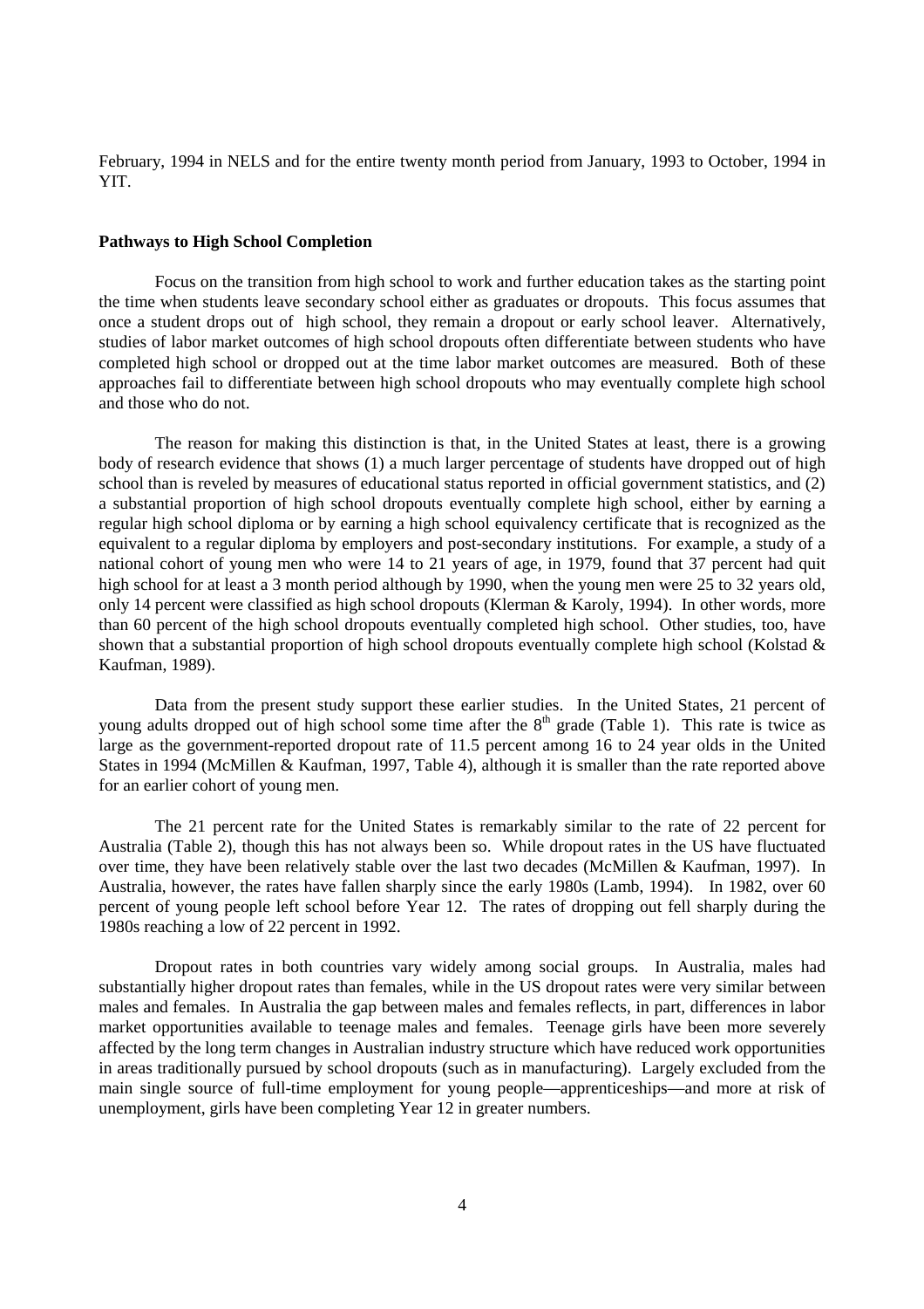February, 1994 in NELS and for the entire twenty month period from January, 1993 to October, 1994 in YIT.

**Pathways to High School Completion**

Focus on the transition from high school to work and further education takes as the starting point the time when students leave secondary school either as graduates or dropouts. This focus assumes that once a student drops out of high school, they remain a dropout or early school leaver. Alternatively, studies of labor market outcomes of high school dropouts often differentiate between students who have completed high school or dropped out at the time labor market outcomes are measured. Both of these approaches fail to differentiate between high school dropouts who may eventually complete high school and those who do not.

The reason for making this distinction is that, in the United States at least, there is a growing body of research evidence that shows (1) a much larger percentage of students have dropped out of high school than is reveled by measures of educational status reported in official government statistics, and (2) a substantial proportion of high school dropouts eventually complete high school, either by earning a regular high school diploma or by earning a high school equivalency certificate that is recognized as the equivalent to a regular diploma by employers and post-secondary institutions. For example, a study of a national cohort of young men who were 14 to 21 years of age, in 1979, found that 37 percent had quit high school for at least a 3 month period although by 1990, when the young men were 25 to 32 years old, only 14 percent were classified as high school dropouts (Klerman & Karoly, 1994). In other words, more than 60 percent of the high school dropouts eventually completed high school. Other studies, too, have shown that a substantial proportion of high school dropouts eventually complete high school (Kolstad & Kaufman, 1989).

Data from the present study support these earlier studies. In the United States, 21 percent of young adults dropped out of high school some time after the 8th grade (Table 1). This rate is twice as large as the government-reported dropout rate of 11.5 percent among 16 to 24 year olds in the United States in 1994 (McMillen & Kaufman, 1997, Table 4), although it is smaller than the rate reported above for an earlier cohort of young men.

The 21 percent rate for the United States is remarkably similar to the rate of 22 percent for Australia (Table 2), though this has not always been so. While dropout rates in the US have fluctuated over time, they have been relatively stable over the last two decades (McMillen & Kaufman, 1997). In Australia, however, the rates have fallen sharply since the early 1980s (Lamb, 1994). In 1982, over 60 percent of young people left school before Year 12. The rates of dropping out fell sharply during the 1980s reaching a low of 22 percent in 1992.

Dropout rates in both countries vary widely among social groups. In Australia, males had substantially higher dropout rates than females, while in the US dropout rates were very similar between males and females. In Australia the gap between males and females reflects, in part, differences in labor market opportunities available to teenage males and females. Teenage girls have been more severely affected by the long term changes in Australian industry structure which have reduced work opportunities in areas traditionally pursued by school dropouts (such as in manufacturing). Largely excluded from the main single source of full-time employment for young people—apprenticeships—and more at risk of unemployment, girls have been completing Year 12 in greater numbers.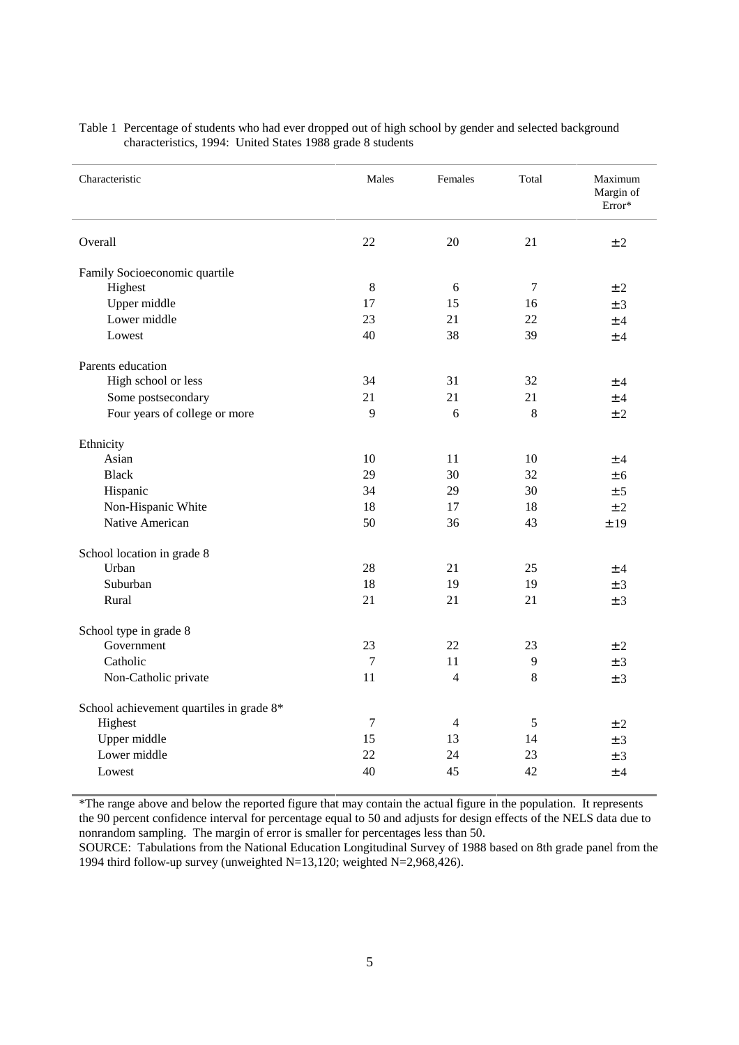Table 1 Percentage of students who had ever dropped out of high school by gender and selected background characteristics, 1994: United States 1988 grade 8 students

| Characteristic | Males | Females | Total | Maximum Margin of Error* |
|---|---|---|---|---|
| Overall | 22 | 20 | 21 | ±2 |
| Family Socioeconomic quartile | | | | |
| Highest | 8 | 6 | 7 | ±2 |
| Upper middle | 17 | 15 | 16 | ±3 |
| Lower middle | 23 | 21 | 22 | ±4 |
| Lowest | 40 | 38 | 39 | ±4 |
| Parents education | | | | |
| High school or less | 34 | 31 | 32 | ±4 |
| Some postsecondary | 21 | 21 | 21 | ±4 |
| Four years of college or more | 9 | 6 | 8 | ±2 |
| Ethnicity | | | | |
| Asian | 10 | 11 | 10 | ±4 |
| Black | 29 | 30 | 32 | ±6 |
| Hispanic | 34 | 29 | 30 | ±5 |
| Non-Hispanic White | 18 | 17 | 18 | ±2 |
| Native American | 50 | 36 | 43 | ±19 |
| School location in grade 8 | | | | |
| Urban | 28 | 21 | 25 | ±4 |
| Suburban | 18 | 19 | 19 | ±3 |
| Rural | 21 | 21 | 21 | ±3 |
| School type in grade 8 | | | | |
| Government | 23 | 22 | 23 | ±2 |
| Catholic | 7 | 11 | 9 | ±3 |
| Non-Catholic private | 11 | 4 | 8 | ±3 |
| School achievement quartiles in grade 8* | | | | |
| Highest | 7 | 4 | 5 | ±2 |
| Upper middle | 15 | 13 | 14 | ±3 |
| Lower middle | 22 | 24 | 23 | ±3 |
| Lowest | 40 | 45 | 42 | ±4 |

*The range above and below the reported figure that may contain the actual figure in the population. It represents the 90 percent confidence interval for percentage equal to 50 and adjusts for design effects of the NELS data due to nonrandom sampling. The margin of error is smaller for percentages less than 50.

SOURCE: Tabulations from the National Education Longitudinal Survey of 1988 based on 8th grade panel from the 1994 third follow-up survey (unweighted N=13,120; weighted N=2,968,426).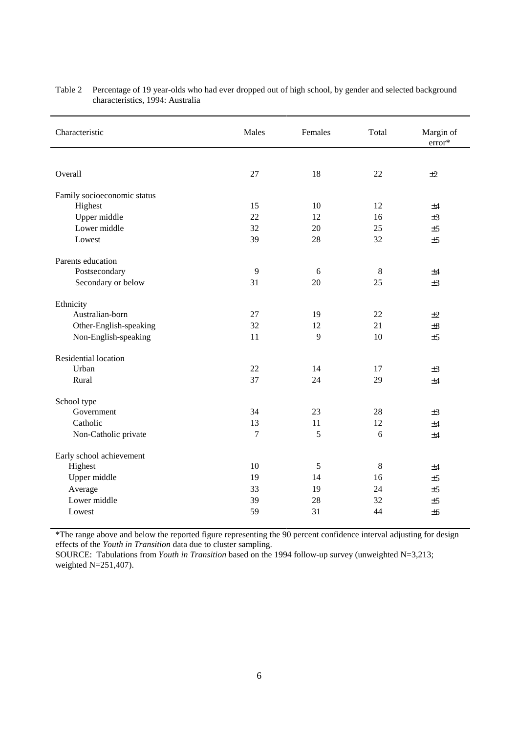Table 2 Percentage of 19 year-olds who had ever dropped out of high school, by gender and selected background characteristics, 1994: Australia

| Characteristic | Males | Females | Total | Margin of error* |
|---|---|---|---|---|
| Overall | 27 | 18 | 22 | ±2 |
| **Family socioeconomic status** | | | | |
| Highest | 15 | 10 | 12 | ±4 |
| Upper middle | 22 | 12 | 16 | ±3 |
| Lower middle | 32 | 20 | 25 | ±5 |
| Lowest | 39 | 28 | 32 | ±5 |
| **Parents education** | | | | |
| Postsecondary | 9 | 6 | 8 | ±4 |
| Secondary or below | 31 | 20 | 25 | ±3 |
| **Ethnicity** | | | | |
| Australian-born | 27 | 19 | 22 | ±2 |
| Other-English-speaking | 32 | 12 | 21 | ±8 |
| Non-English-speaking | 11 | 9 | 10 | ±5 |
| **Residential location** | | | | |
| Urban | 22 | 14 | 17 | ±3 |
| Rural | 37 | 24 | 29 | ±4 |
| **School type** | | | | |
| Government | 34 | 23 | 28 | ±3 |
| Catholic | 13 | 11 | 12 | ±4 |
| Non-Catholic private | 7 | 5 | 6 | ±4 |
| **Early school achievement** | | | | |
| Highest | 10 | 5 | 8 | ±4 |
| Upper middle | 19 | 14 | 16 | ±5 |
| Average | 33 | 19 | 24 | ±5 |
| Lower middle | 39 | 28 | 32 | ±5 |
| Lowest | 59 | 31 | 44 | ±6 |

*The range above and below the reported figure representing the 90 percent confidence interval adjusting for design effects of the *Youth in Transition* data due to cluster sampling.

SOURCE: Tabulations from *Youth in Transition* based on the 1994 follow-up survey (unweighted N=3,213; weighted N=251,407).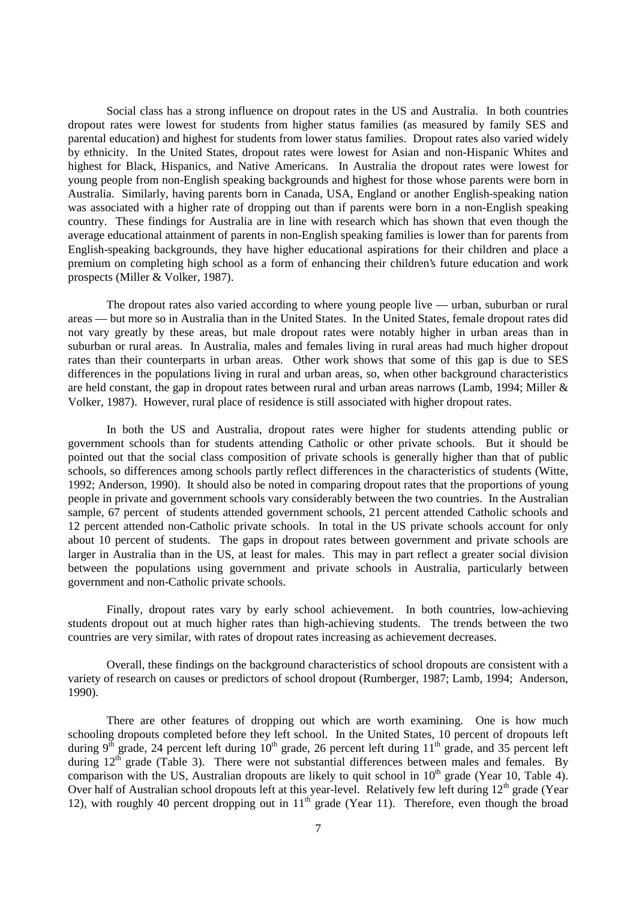Social class has a strong influence on dropout rates in the US and Australia. In both countries dropout rates were lowest for students from higher status families (as measured by family SES and parental education) and highest for students from lower status families. Dropout rates also varied widely by ethnicity. In the United States, dropout rates were lowest for Asian and non-Hispanic Whites and highest for Black, Hispanics, and Native Americans. In Australia the dropout rates were lowest for young people from non-English speaking backgrounds and highest for those whose parents were born in Australia. Similarly, having parents born in Canada, USA, England or another English-speaking nation was associated with a higher rate of dropping out than if parents were born in a non-English speaking country. These findings for Australia are in line with research which has shown that even though the average educational attainment of parents in non-English speaking families is lower than for parents from English-speaking backgrounds, they have higher educational aspirations for their children and place a premium on completing high school as a form of enhancing their children's future education and work prospects (Miller & Volker, 1987).

The dropout rates also varied according to where young people live — urban, suburban or rural areas — but more so in Australia than in the United States. In the United States, female dropout rates did not vary greatly by these areas, but male dropout rates were notably higher in urban areas than in suburban or rural areas. In Australia, males and females living in rural areas had much higher dropout rates than their counterparts in urban areas. Other work shows that some of this gap is due to SES differences in the populations living in rural and urban areas, so, when other background characteristics are held constant, the gap in dropout rates between rural and urban areas narrows (Lamb, 1994; Miller & Volker, 1987). However, rural place of residence is still associated with higher dropout rates.

In both the US and Australia, dropout rates were higher for students attending public or government schools than for students attending Catholic or other private schools. But it should be pointed out that the social class composition of private schools is generally higher than that of public schools, so differences among schools partly reflect differences in the characteristics of students (Witte, 1992; Anderson, 1990). It should also be noted in comparing dropout rates that the proportions of young people in private and government schools vary considerably between the two countries. In the Australian sample, 67 percent of students attended government schools, 21 percent attended Catholic schools and 12 percent attended non-Catholic private schools. In total in the US private schools account for only about 10 percent of students. The gaps in dropout rates between government and private schools are larger in Australia than in the US, at least for males. This may in part reflect a greater social division between the populations using government and private schools in Australia, particularly between government and non-Catholic private schools.

Finally, dropout rates vary by early school achievement. In both countries, low-achieving students dropout out at much higher rates than high-achieving students. The trends between the two countries are very similar, with rates of dropout rates increasing as achievement decreases.

Overall, these findings on the background characteristics of school dropouts are consistent with a variety of research on causes or predictors of school dropout (Rumberger, 1987; Lamb, 1994; Anderson, 1990).

There are other features of dropping out which are worth examining. One is how much schooling dropouts completed before they left school. In the United States, 10 percent of dropouts left during 9th grade, 24 percent left during 10th grade, 26 percent left during 11th grade, and 35 percent left during 12th grade (Table 3). There were not substantial differences between males and females. By comparison with the US, Australian dropouts are likely to quit school in 10th grade (Year 10, Table 4). Over half of Australian school dropouts left at this year-level. Relatively few left during 12th grade (Year 12), with roughly 40 percent dropping out in 11th grade (Year 11). Therefore, even though the broad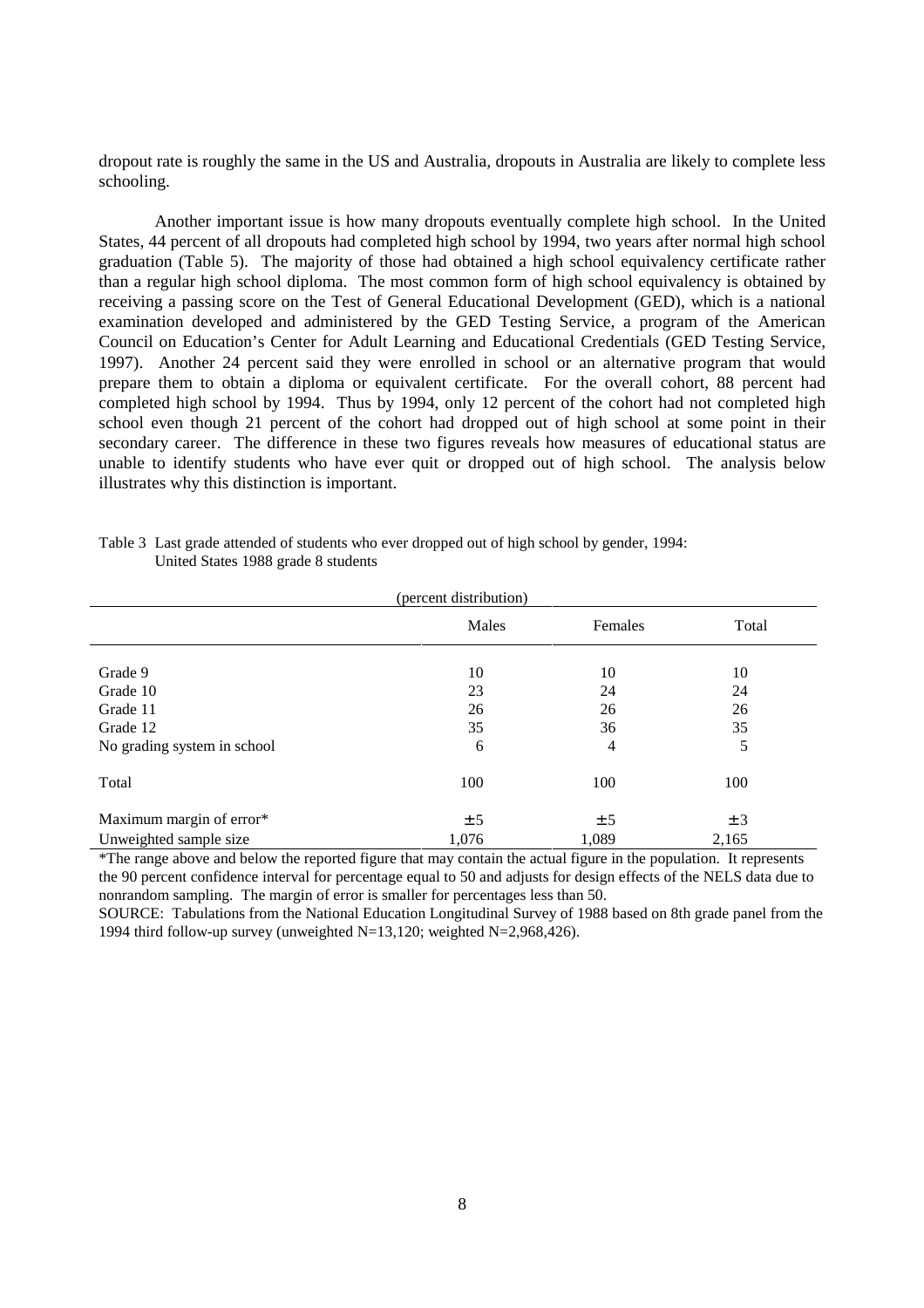dropout rate is roughly the same in the US and Australia, dropouts in Australia are likely to complete less schooling.

Another important issue is how many dropouts eventually complete high school. In the United States, 44 percent of all dropouts had completed high school by 1994, two years after normal high school graduation (Table 5). The majority of those had obtained a high school equivalency certificate rather than a regular high school diploma. The most common form of high school equivalency is obtained by receiving a passing score on the Test of General Educational Development (GED), which is a national examination developed and administered by the GED Testing Service, a program of the American Council on Education's Center for Adult Learning and Educational Credentials (GED Testing Service, 1997). Another 24 percent said they were enrolled in school or an alternative program that would prepare them to obtain a diploma or equivalent certificate. For the overall cohort, 88 percent had completed high school by 1994. Thus by 1994, only 12 percent of the cohort had not completed high school even though 21 percent of the cohort had dropped out of high school at some point in their secondary career. The difference in these two figures reveals how measures of educational status are unable to identify students who have ever quit or dropped out of high school. The analysis below illustrates why this distinction is important.

Table 3 Last grade attended of students who ever dropped out of high school by gender, 1994: United States 1988 grade 8 students

(percent distribution)

| | Males | Females | Total |
|---|---|---|---|
| Grade 9 | 10 | 10 | 10 |
| Grade 10 | 23 | 24 | 24 |
| Grade 11 | 26 | 26 | 26 |
| Grade 12 | 35 | 36 | 35 |
| No grading system in school | 6 | 4 | 5 |
| Total | 100 | 100 | 100 |
| Maximum margin of error* | ± 5 | ± 5 | ± 3 |
| Unweighted sample size | 1,076 | 1,089 | 2,165 |

*The range above and below the reported figure that may contain the actual figure in the population. It represents the 90 percent confidence interval for percentage equal to 50 and adjusts for design effects of the NELS data due to nonrandom sampling. The margin of error is smaller for percentages less than 50.

SOURCE: Tabulations from the National Education Longitudinal Survey of 1988 based on 8th grade panel from the 1994 third follow-up survey (unweighted N=13,120; weighted N=2,968,426).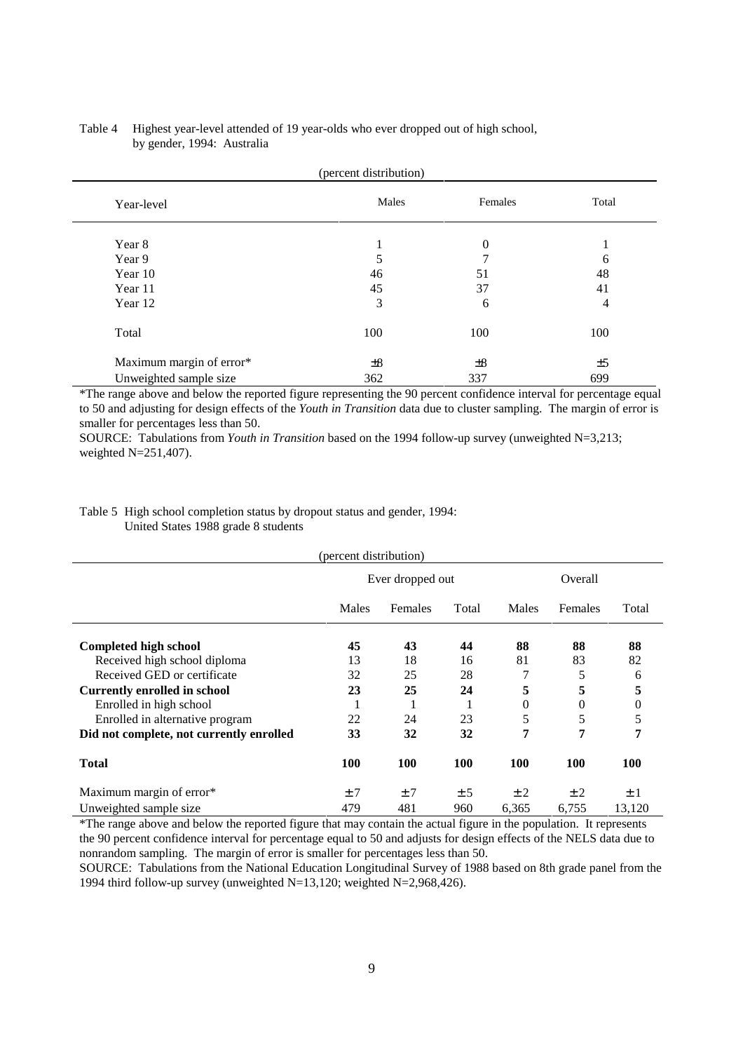Table 4 Highest year-level attended of 19 year-olds who ever dropped out of high school, by gender, 1994: Australia

(percent distribution)

| Year-level | Males | Females | Total |
|---|---|---|---|
| Year 8 | 1 | 0 | 1 |
| Year 9 | 5 | 7 | 6 |
| Year 10 | 46 | 51 | 48 |
| Year 11 | 45 | 37 | 41 |
| Year 12 | 3 | 6 | 4 |
| Total | 100 | 100 | 100 |
| Maximum margin of error* | ±8 | ±8 | ±5 |
| Unweighted sample size | 362 | 337 | 699 |

*The range above and below the reported figure representing the 90 percent confidence interval for percentage equal to 50 and adjusting for design effects of the *Youth in Transition* data due to cluster sampling. The margin of error is smaller for percentages less than 50.

SOURCE: Tabulations from *Youth in Transition* based on the 1994 follow-up survey (unweighted N=3,213; weighted N=251,407).

Table 5 High school completion status by dropout status and gender, 1994: United States 1988 grade 8 students

(percent distribution)

| | Ever dropped out | | | Overall | | |
|---|---|---|---|---|---|---|
| | Males | Females | Total | Males | Females | Total |
| **Completed high school** | **45** | **43** | **44** | **88** | **88** | **88** |
| Received high school diploma | 13 | 18 | 16 | 81 | 83 | 82 |
| Received GED or certificate | 32 | 25 | 28 | 7 | 5 | 6 |
| **Currently enrolled in school** | **23** | **25** | **24** | **5** | **5** | **5** |
| Enrolled in high school | 1 | 1 | 1 | 0 | 0 | 0 |
| Enrolled in alternative program | 22 | 24 | 23 | 5 | 5 | 5 |
| **Did not complete, not currently enrolled** | **33** | **32** | **32** | **7** | **7** | **7** |
| **Total** | **100** | **100** | **100** | **100** | **100** | **100** |
| Maximum margin of error* | ± 7 | ± 7 | ± 5 | ± 2 | ± 2 | ± 1 |
| Unweighted sample size | 479 | 481 | 960 | 6,365 | 6,755 | 13,120 |

*The range above and below the reported figure that may contain the actual figure in the population. It represents the 90 percent confidence interval for percentage equal to 50 and adjusts for design effects of the NELS data due to nonrandom sampling. The margin of error is smaller for percentages less than 50.

SOURCE: Tabulations from the National Education Longitudinal Survey of 1988 based on 8th grade panel from the 1994 third follow-up survey (unweighted N=13,120; weighted N=2,968,426).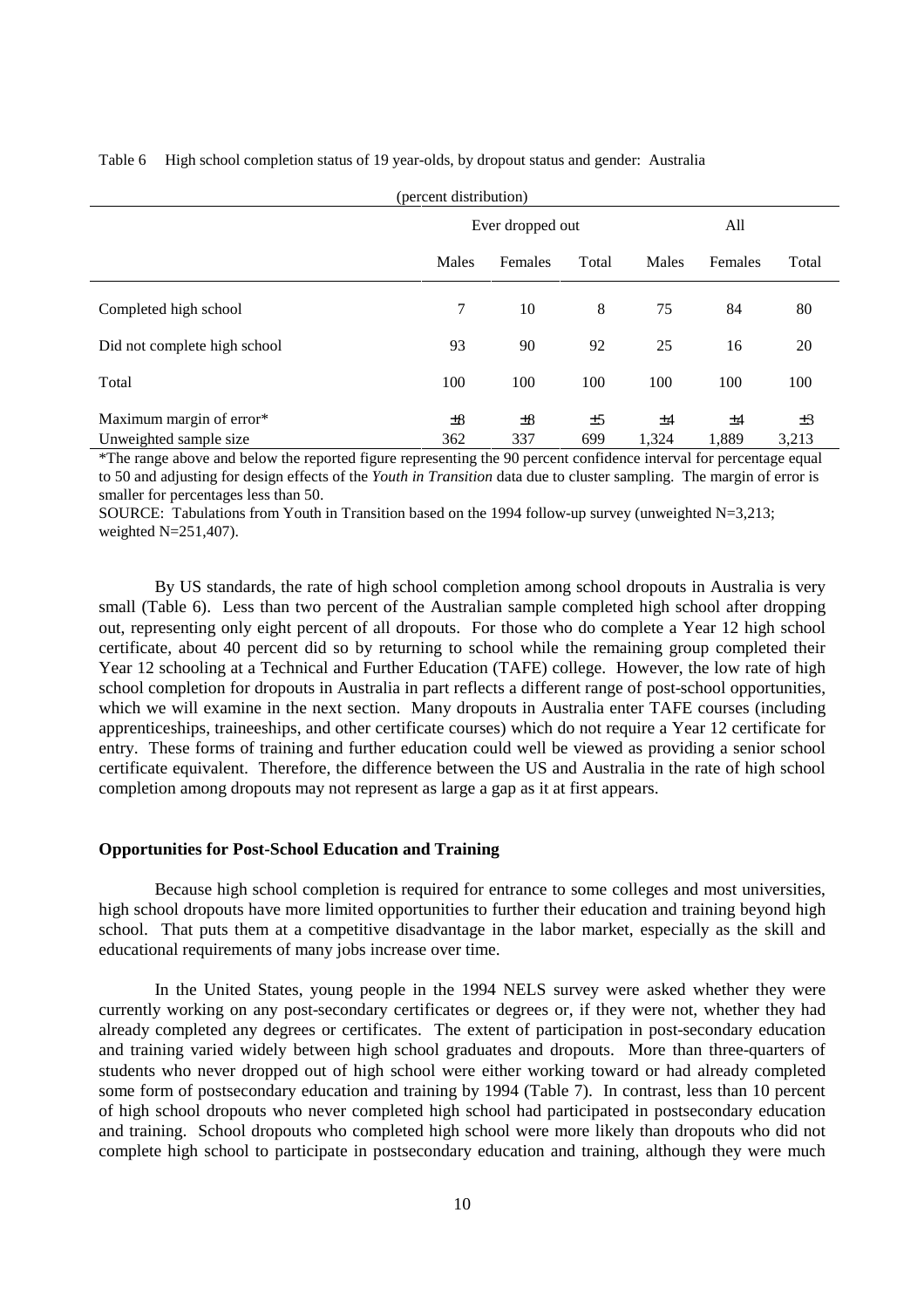Table 6 High school completion status of 19 year-olds, by dropout status and gender: Australia

(percent distribution)

| | Ever dropped out | | | All | | |
|---|---|---|---|---|---|---|
| | Males | Females | Total | Males | Females | Total |
| Completed high school | 7 | 10 | 8 | 75 | 84 | 80 |
| Did not complete high school | 93 | 90 | 92 | 25 | 16 | 20 |
| Total | 100 | 100 | 100 | 100 | 100 | 100 |
| Maximum margin of error* | ±8 | ±8 | ±5 | ±4 | ±4 | ±3 |
| Unweighted sample size | 362 | 337 | 699 | 1,324 | 1,889 | 3,213 |

*The range above and below the reported figure representing the 90 percent confidence interval for percentage equal to 50 and adjusting for design effects of the *Youth in Transition* data due to cluster sampling. The margin of error is smaller for percentages less than 50.

SOURCE: Tabulations from Youth in Transition based on the 1994 follow-up survey (unweighted N=3,213; weighted N=251,407).

By US standards, the rate of high school completion among school dropouts in Australia is very small (Table 6). Less than two percent of the Australian sample completed high school after dropping out, representing only eight percent of all dropouts. For those who do complete a Year 12 high school certificate, about 40 percent did so by returning to school while the remaining group completed their Year 12 schooling at a Technical and Further Education (TAFE) college. However, the low rate of high school completion for dropouts in Australia in part reflects a different range of post-school opportunities, which we will examine in the next section. Many dropouts in Australia enter TAFE courses (including apprenticeships, traineeships, and other certificate courses) which do not require a Year 12 certificate for entry. These forms of training and further education could well be viewed as providing a senior school certificate equivalent. Therefore, the difference between the US and Australia in the rate of high school completion among dropouts may not represent as large a gap as it at first appears.

### Opportunities for Post-School Education and Training

Because high school completion is required for entrance to some colleges and most universities, high school dropouts have more limited opportunities to further their education and training beyond high school. That puts them at a competitive disadvantage in the labor market, especially as the skill and educational requirements of many jobs increase over time.

In the United States, young people in the 1994 NELS survey were asked whether they were currently working on any post-secondary certificates or degrees or, if they were not, whether they had already completed any degrees or certificates. The extent of participation in post-secondary education and training varied widely between high school graduates and dropouts. More than three-quarters of students who never dropped out of high school were either working toward or had already completed some form of postsecondary education and training by 1994 (Table 7). In contrast, less than 10 percent of high school dropouts who never completed high school had participated in postsecondary education and training. School dropouts who completed high school were more likely than dropouts who did not complete high school to participate in postsecondary education and training, although they were much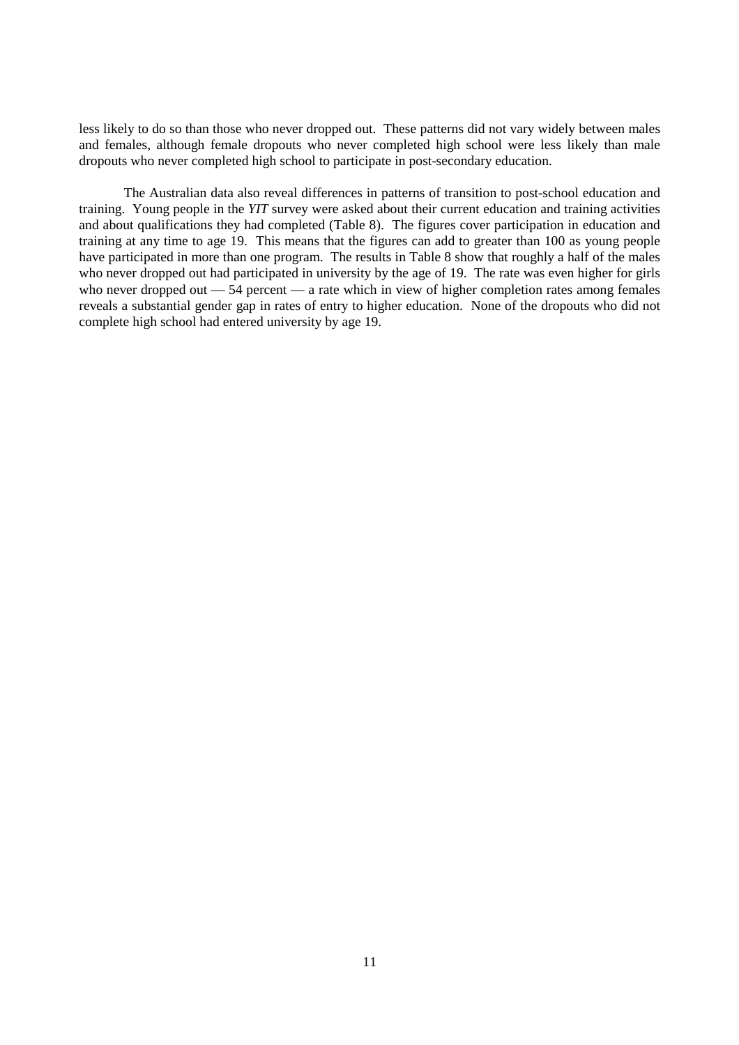less likely to do so than those who never dropped out. These patterns did not vary widely between males and females, although female dropouts who never completed high school were less likely than male dropouts who never completed high school to participate in post-secondary education.

The Australian data also reveal differences in patterns of transition to post-school education and training. Young people in the *YIT* survey were asked about their current education and training activities and about qualifications they had completed (Table 8). The figures cover participation in education and training at any time to age 19. This means that the figures can add to greater than 100 as young people have participated in more than one program. The results in Table 8 show that roughly a half of the males who never dropped out had participated in university by the age of 19. The rate was even higher for girls who never dropped out — 54 percent — a rate which in view of higher completion rates among females reveals a substantial gender gap in rates of entry to higher education. None of the dropouts who did not complete high school had entered university by age 19.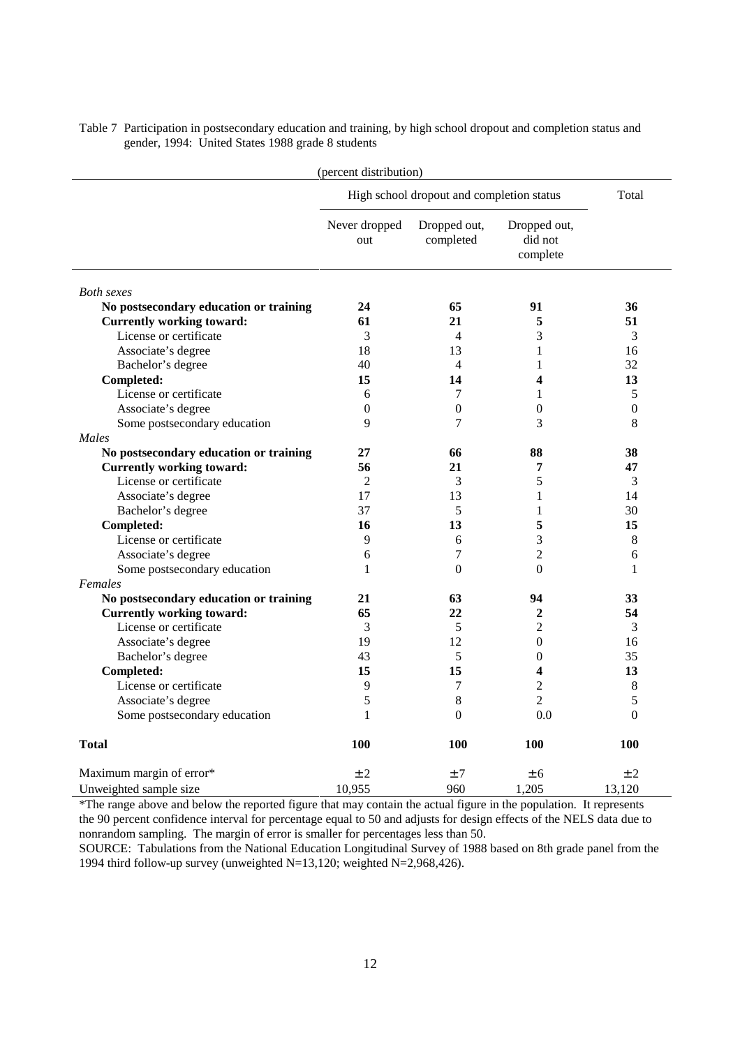Table 7 Participation in postsecondary education and training, by high school dropout and completion status and gender, 1994: United States 1988 grade 8 students

(percent distribution)

| | High school dropout and completion status | | | Total |
|---|---|---|---|---|
| | Never dropped out | Dropped out, completed | Dropped out, did not complete | |
| *Both sexes* | | | | |
| **No postsecondary education or training** | **24** | **65** | **91** | **36** |
| **Currently working toward:** | **61** | **21** | **5** | **51** |
| License or certificate | 3 | 4 | 3 | 3 |
| Associate's degree | 18 | 13 | 1 | 16 |
| Bachelor's degree | 40 | 4 | 1 | 32 |
| **Completed:** | **15** | **14** | **4** | **13** |
| License or certificate | 6 | 7 | 1 | 5 |
| Associate's degree | 0 | 0 | 0 | 0 |
| Some postsecondary education | 9 | 7 | 3 | 8 |
| *Males* | | | | |
| **No postsecondary education or training** | **27** | **66** | **88** | **38** |
| **Currently working toward:** | **56** | **21** | **7** | **47** |
| License or certificate | 2 | 3 | 5 | 3 |
| Associate's degree | 17 | 13 | 1 | 14 |
| Bachelor's degree | 37 | 5 | 1 | 30 |
| **Completed:** | **16** | **13** | **5** | **15** |
| License or certificate | 9 | 6 | 3 | 8 |
| Associate's degree | 6 | 7 | 2 | 6 |
| Some postsecondary education | 1 | 0 | 0 | 1 |
| *Females* | | | | |
| **No postsecondary education or training** | **21** | **63** | **94** | **33** |
| **Currently working toward:** | **65** | **22** | **2** | **54** |
| License or certificate | 3 | 5 | 2 | 3 |
| Associate's degree | 19 | 12 | 0 | 16 |
| Bachelor's degree | 43 | 5 | 0 | 35 |
| **Completed:** | **15** | **15** | **4** | **13** |
| License or certificate | 9 | 7 | 2 | 8 |
| Associate's degree | 5 | 8 | 2 | 5 |
| Some postsecondary education | 1 | 0 | 0.0 | 0 |
| **Total** | **100** | **100** | **100** | **100** |
| Maximum margin of error* | ±2 | ±7 | ±6 | ±2 |
| Unweighted sample size | 10,955 | 960 | 1,205 | 13,120 |

*The range above and below the reported figure that may contain the actual figure in the population. It represents the 90 percent confidence interval for percentage equal to 50 and adjusts for design effects of the NELS data due to nonrandom sampling. The margin of error is smaller for percentages less than 50.

SOURCE: Tabulations from the National Education Longitudinal Survey of 1988 based on 8th grade panel from the 1994 third follow-up survey (unweighted N=13,120; weighted N=2,968,426).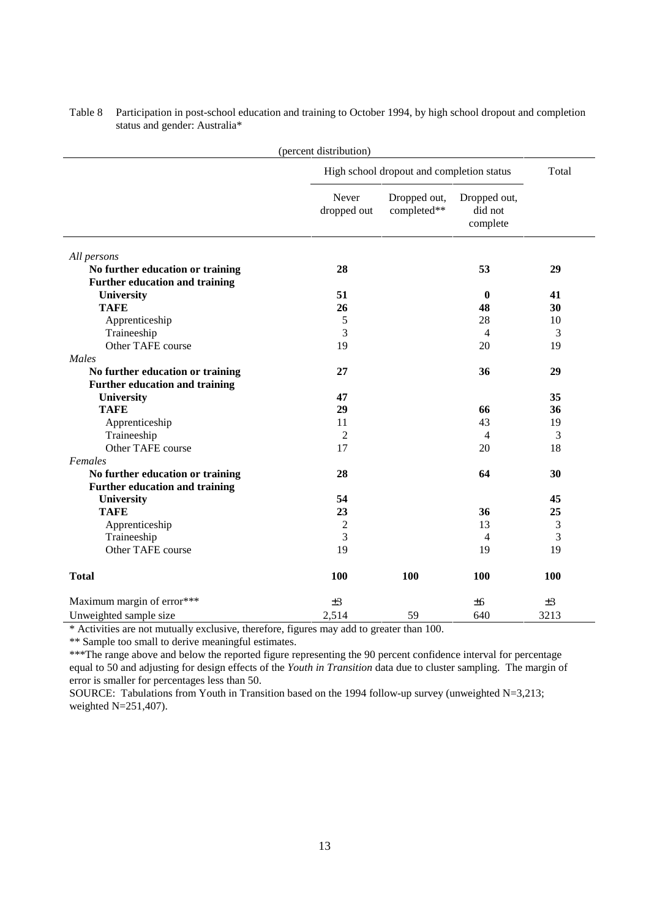Table 8 Participation in post-school education and training to October 1994, by high school dropout and completion status and gender: Australia*

(percent distribution)

| | High school dropout and completion status | | | Total |
|---|---|---|---|---|
| | Never dropped out | Dropped out, completed** | Dropped out, did not complete | |
| *All persons* | | | | |
| **No further education or training** | **28** | | **53** | **29** |
| **Further education and training** | | | | |
| **University** | **51** | | **0** | **41** |
| **TAFE** | **26** | | **48** | **30** |
| Apprenticeship | 5 | | 28 | 10 |
| Traineeship | 3 | | 4 | 3 |
| Other TAFE course | 19 | | 20 | 19 |
| *Males* | | | | |
| **No further education or training** | **27** | | **36** | **29** |
| **Further education and training** | | | | |
| **University** | **47** | | | **35** |
| **TAFE** | **29** | | **66** | **36** |
| Apprenticeship | 11 | | 43 | 19 |
| Traineeship | 2 | | 4 | 3 |
| Other TAFE course | 17 | | 20 | 18 |
| *Females* | | | | |
| **No further education or training** | **28** | | **64** | **30** |
| **Further education and training** | | | | |
| **University** | **54** | | | **45** |
| **TAFE** | **23** | | **36** | **25** |
| Apprenticeship | 2 | | 13 | 3 |
| Traineeship | 3 | | 4 | 3 |
| Other TAFE course | 19 | | 19 | 19 |
| **Total** | **100** | **100** | **100** | **100** |
| Maximum margin of error*** | ±3 | | ±6 | ±3 |
| Unweighted sample size | 2,514 | 59 | 640 | 3213 |

\* Activities are not mutually exclusive, therefore, figures may add to greater than 100.

** Sample too small to derive meaningful estimates.

***The range above and below the reported figure representing the 90 percent confidence interval for percentage equal to 50 and adjusting for design effects of the *Youth in Transition* data due to cluster sampling. The margin of error is smaller for percentages less than 50.

SOURCE: Tabulations from Youth in Transition based on the 1994 follow-up survey (unweighted N=3,213; weighted N=251,407).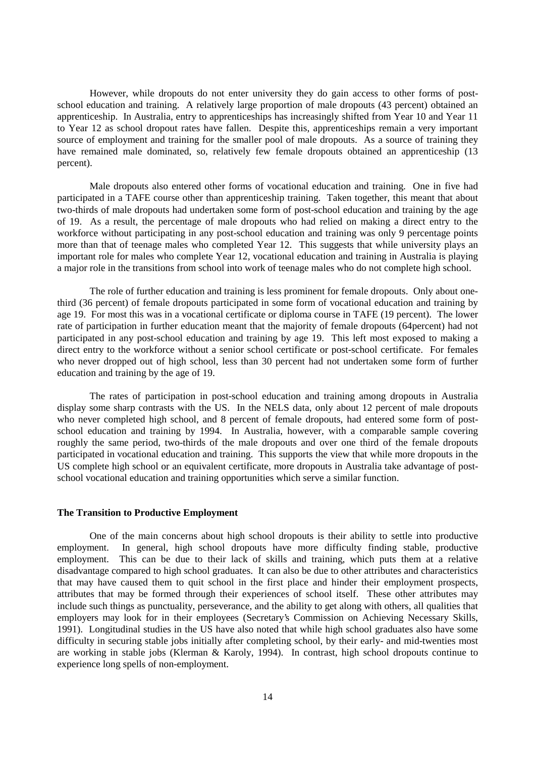However, while dropouts do not enter university they do gain access to other forms of post-school education and training. A relatively large proportion of male dropouts (43 percent) obtained an apprenticeship. In Australia, entry to apprenticeships has increasingly shifted from Year 10 and Year 11 to Year 12 as school dropout rates have fallen. Despite this, apprenticeships remain a very important source of employment and training for the smaller pool of male dropouts. As a source of training they have remained male dominated, so, relatively few female dropouts obtained an apprenticeship (13 percent).

Male dropouts also entered other forms of vocational education and training. One in five had participated in a TAFE course other than apprenticeship training. Taken together, this meant that about two-thirds of male dropouts had undertaken some form of post-school education and training by the age of 19. As a result, the percentage of male dropouts who had relied on making a direct entry to the workforce without participating in any post-school education and training was only 9 percentage points more than that of teenage males who completed Year 12. This suggests that while university plays an important role for males who complete Year 12, vocational education and training in Australia is playing a major role in the transitions from school into work of teenage males who do not complete high school.

The role of further education and training is less prominent for female dropouts. Only about one-third (36 percent) of female dropouts participated in some form of vocational education and training by age 19. For most this was in a vocational certificate or diploma course in TAFE (19 percent). The lower rate of participation in further education meant that the majority of female dropouts (64percent) had not participated in any post-school education and training by age 19. This left most exposed to making a direct entry to the workforce without a senior school certificate or post-school certificate. For females who never dropped out of high school, less than 30 percent had not undertaken some form of further education and training by the age of 19.

The rates of participation in post-school education and training among dropouts in Australia display some sharp contrasts with the US. In the NELS data, only about 12 percent of male dropouts who never completed high school, and 8 percent of female dropouts, had entered some form of post-school education and training by 1994. In Australia, however, with a comparable sample covering roughly the same period, two-thirds of the male dropouts and over one third of the female dropouts participated in vocational education and training. This supports the view that while more dropouts in the US complete high school or an equivalent certificate, more dropouts in Australia take advantage of post-school vocational education and training opportunities which serve a similar function.

**The Transition to Productive Employment**

One of the main concerns about high school dropouts is their ability to settle into productive employment. In general, high school dropouts have more difficulty finding stable, productive employment. This can be due to their lack of skills and training, which puts them at a relative disadvantage compared to high school graduates. It can also be due to other attributes and characteristics that may have caused them to quit school in the first place and hinder their employment prospects, attributes that may be formed through their experiences of school itself. These other attributes may include such things as punctuality, perseverance, and the ability to get along with others, all qualities that employers may look for in their employees (Secretary's Commission on Achieving Necessary Skills, 1991). Longitudinal studies in the US have also noted that while high school graduates also have some difficulty in securing stable jobs initially after completing school, by their early- and mid-twenties most are working in stable jobs (Klerman & Karoly, 1994). In contrast, high school dropouts continue to experience long spells of non-employment.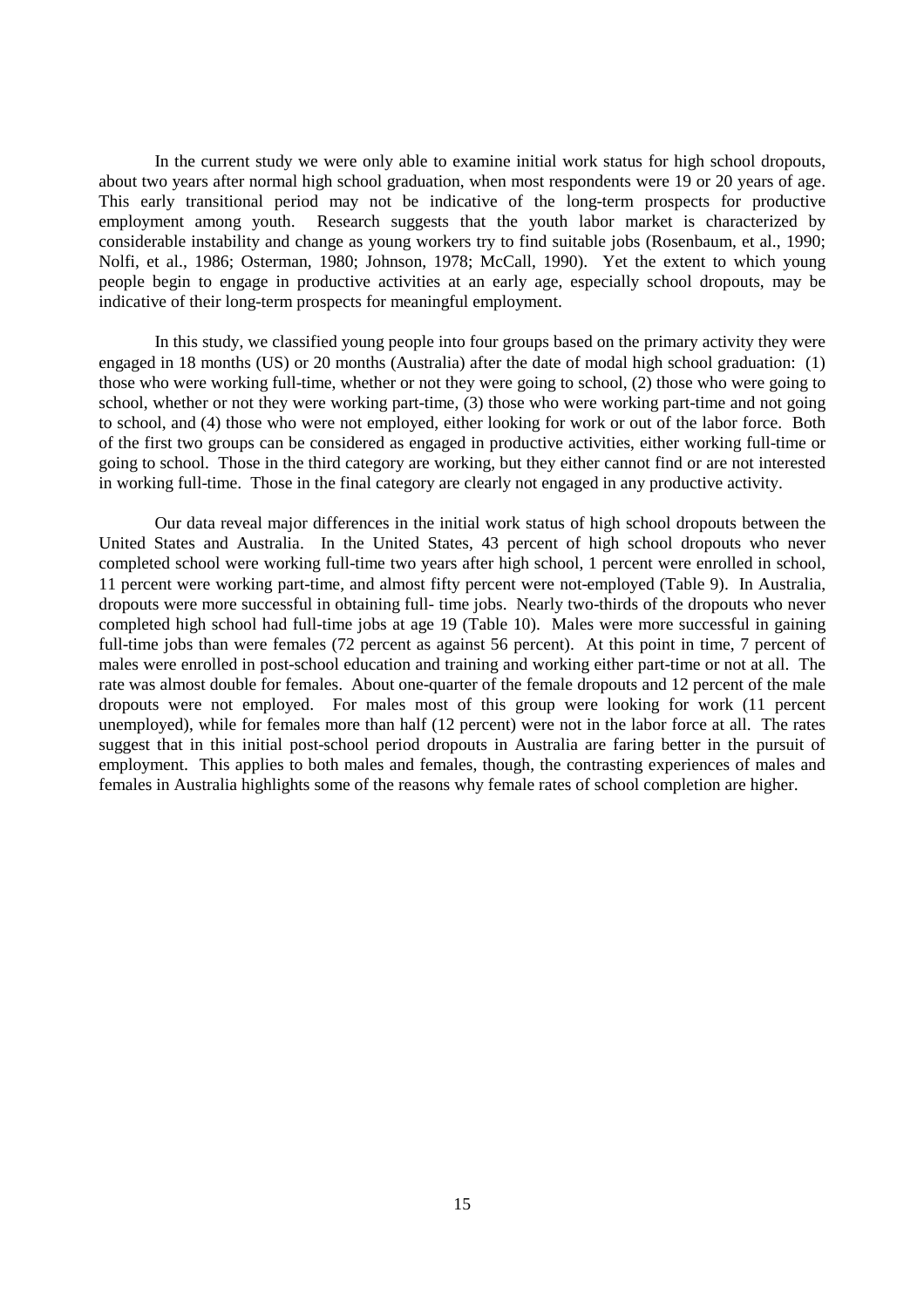In the current study we were only able to examine initial work status for high school dropouts, about two years after normal high school graduation, when most respondents were 19 or 20 years of age. This early transitional period may not be indicative of the long-term prospects for productive employment among youth. Research suggests that the youth labor market is characterized by considerable instability and change as young workers try to find suitable jobs (Rosenbaum, et al., 1990; Nolfi, et al., 1986; Osterman, 1980; Johnson, 1978; McCall, 1990). Yet the extent to which young people begin to engage in productive activities at an early age, especially school dropouts, may be indicative of their long-term prospects for meaningful employment.

In this study, we classified young people into four groups based on the primary activity they were engaged in 18 months (US) or 20 months (Australia) after the date of modal high school graduation: (1) those who were working full-time, whether or not they were going to school, (2) those who were going to school, whether or not they were working part-time, (3) those who were working part-time and not going to school, and (4) those who were not employed, either looking for work or out of the labor force. Both of the first two groups can be considered as engaged in productive activities, either working full-time or going to school. Those in the third category are working, but they either cannot find or are not interested in working full-time. Those in the final category are clearly not engaged in any productive activity.

Our data reveal major differences in the initial work status of high school dropouts between the United States and Australia. In the United States, 43 percent of high school dropouts who never completed school were working full-time two years after high school, 1 percent were enrolled in school, 11 percent were working part-time, and almost fifty percent were not-employed (Table 9). In Australia, dropouts were more successful in obtaining full- time jobs. Nearly two-thirds of the dropouts who never completed high school had full-time jobs at age 19 (Table 10). Males were more successful in gaining full-time jobs than were females (72 percent as against 56 percent). At this point in time, 7 percent of males were enrolled in post-school education and training and working either part-time or not at all. The rate was almost double for females. About one-quarter of the female dropouts and 12 percent of the male dropouts were not employed. For males most of this group were looking for work (11 percent unemployed), while for females more than half (12 percent) were not in the labor force at all. The rates suggest that in this initial post-school period dropouts in Australia are faring better in the pursuit of employment. This applies to both males and females, though, the contrasting experiences of males and females in Australia highlights some of the reasons why female rates of school completion are higher.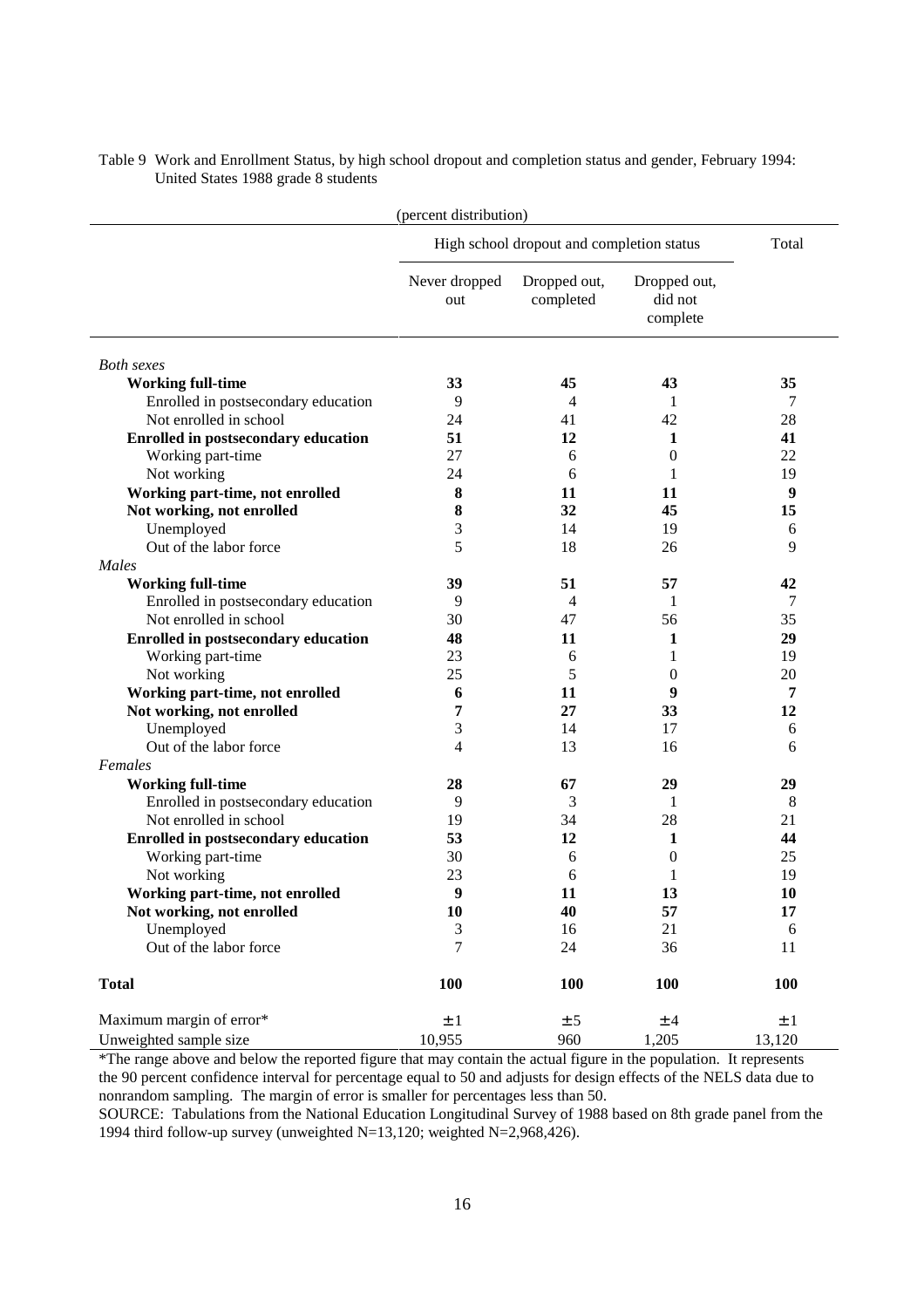Table 9 Work and Enrollment Status, by high school dropout and completion status and gender, February 1994: United States 1988 grade 8 students

(percent distribution)

| | High school dropout and completion status | | | Total |
|---|---|---|---|---|
| | Never dropped out | Dropped out, completed | Dropped out, did not complete | |
| *Both sexes* | | | | |
| **Working full-time** | **33** | **45** | **43** | **35** |
| Enrolled in postsecondary education | 9 | 4 | 1 | 7 |
| Not enrolled in school | 24 | 41 | 42 | 28 |
| **Enrolled in postsecondary education** | **51** | **12** | **1** | **41** |
| Working part-time | 27 | 6 | 0 | 22 |
| Not working | 24 | 6 | 1 | 19 |
| **Working part-time, not enrolled** | **8** | **11** | **11** | **9** |
| **Not working, not enrolled** | **8** | **32** | **45** | **15** |
| Unemployed | 3 | 14 | 19 | 6 |
| Out of the labor force | 5 | 18 | 26 | 9 |
| *Males* | | | | |
| **Working full-time** | **39** | **51** | **57** | **42** |
| Enrolled in postsecondary education | 9 | 4 | 1 | 7 |
| Not enrolled in school | 30 | 47 | 56 | 35 |
| **Enrolled in postsecondary education** | **48** | **11** | **1** | **29** |
| Working part-time | 23 | 6 | 1 | 19 |
| Not working | 25 | 5 | 0 | 20 |
| **Working part-time, not enrolled** | **6** | **11** | **9** | **7** |
| **Not working, not enrolled** | **7** | **27** | **33** | **12** |
| Unemployed | 3 | 14 | 17 | 6 |
| Out of the labor force | 4 | 13 | 16 | 6 |
| *Females* | | | | |
| **Working full-time** | **28** | **67** | **29** | **29** |
| Enrolled in postsecondary education | 9 | 3 | 1 | 8 |
| Not enrolled in school | 19 | 34 | 28 | 21 |
| **Enrolled in postsecondary education** | **53** | **12** | **1** | **44** |
| Working part-time | 30 | 6 | 0 | 25 |
| Not working | 23 | 6 | 1 | 19 |
| **Working part-time, not enrolled** | **9** | **11** | **13** | **10** |
| **Not working, not enrolled** | **10** | **40** | **57** | **17** |
| Unemployed | 3 | 16 | 21 | 6 |
| Out of the labor force | 7 | 24 | 36 | 11 |
| **Total** | **100** | **100** | **100** | **100** |
| Maximum margin of error* | ±1 | ±5 | ±4 | ±1 |
| Unweighted sample size | 10,955 | 960 | 1,205 | 13,120 |

*The range above and below the reported figure that may contain the actual figure in the population. It represents the 90 percent confidence interval for percentage equal to 50 and adjusts for design effects of the NELS data due to nonrandom sampling. The margin of error is smaller for percentages less than 50.

SOURCE: Tabulations from the National Education Longitudinal Survey of 1988 based on 8th grade panel from the 1994 third follow-up survey (unweighted N=13,120; weighted N=2,968,426).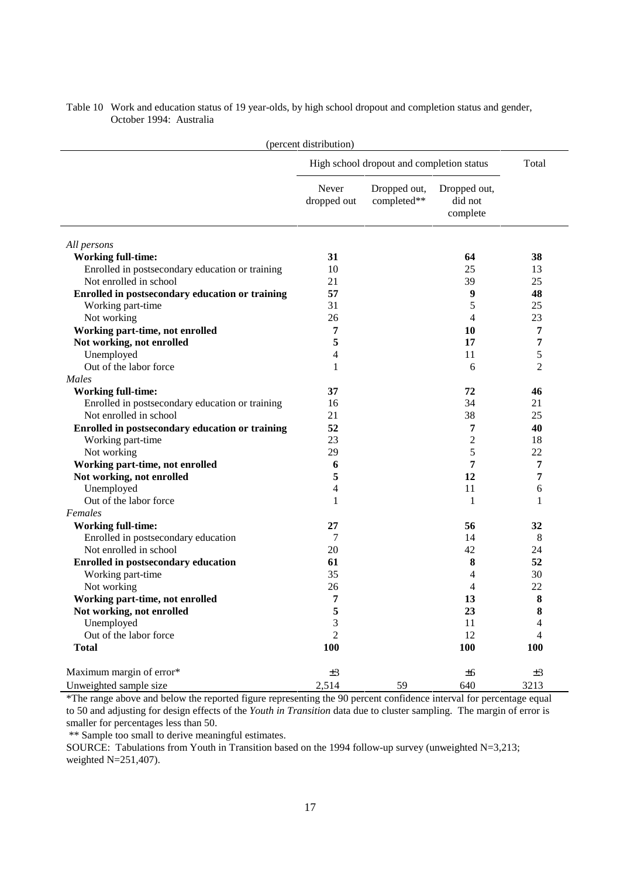Table 10 Work and education status of 19 year-olds, by high school dropout and completion status and gender, October 1994: Australia

(percent distribution)

| | High school dropout and completion status | | | Total |
|---|---|---|---|---|
| | Never dropped out | Dropped out, completed** | Dropped out, did not complete | |
| *All persons* | | | | |
| **Working full-time:** | **31** | | **64** | **38** |
| Enrolled in postsecondary education or training | 10 | | 25 | 13 |
| Not enrolled in school | 21 | | 39 | 25 |
| **Enrolled in postsecondary education or training** | **57** | | **9** | **48** |
| Working part-time | 31 | | 5 | 25 |
| Not working | 26 | | 4 | 23 |
| **Working part-time, not enrolled** | **7** | | **10** | **7** |
| **Not working, not enrolled** | **5** | | **17** | **7** |
| Unemployed | 4 | | 11 | 5 |
| Out of the labor force | 1 | | 6 | 2 |
| *Males* | | | | |
| **Working full-time:** | **37** | | **72** | **46** |
| Enrolled in postsecondary education or training | 16 | | 34 | 21 |
| Not enrolled in school | 21 | | 38 | 25 |
| **Enrolled in postsecondary education or training** | **52** | | **7** | **40** |
| Working part-time | 23 | | 2 | 18 |
| Not working | 29 | | 5 | 22 |
| **Working part-time, not enrolled** | **6** | | **7** | **7** |
| **Not working, not enrolled** | **5** | | **12** | **7** |
| Unemployed | 4 | | 11 | 6 |
| Out of the labor force | 1 | | 1 | 1 |
| *Females* | | | | |
| **Working full-time:** | **27** | | **56** | **32** |
| Enrolled in postsecondary education | 7 | | 14 | 8 |
| Not enrolled in school | 20 | | 42 | 24 |
| **Enrolled in postsecondary education** | **61** | | **8** | **52** |
| Working part-time | 35 | | 4 | 30 |
| Not working | 26 | | 4 | 22 |
| **Working part-time, not enrolled** | **7** | | **13** | **8** |
| **Not working, not enrolled** | **5** | | **23** | **8** |
| Unemployed | 3 | | 11 | 4 |
| Out of the labor force | 2 | | 12 | 4 |
| **Total** | **100** | | **100** | **100** |
| Maximum margin of error* | ±3 | | ±6 | ±3 |
| Unweighted sample size | 2,514 | 59 | 640 | 3213 |

*The range above and below the reported figure representing the 90 percent confidence interval for percentage equal to 50 and adjusting for design effects of the *Youth in Transition* data due to cluster sampling. The margin of error is smaller for percentages less than 50.

** Sample too small to derive meaningful estimates.

SOURCE: Tabulations from Youth in Transition based on the 1994 follow-up survey (unweighted N=3,213; weighted N=251,407).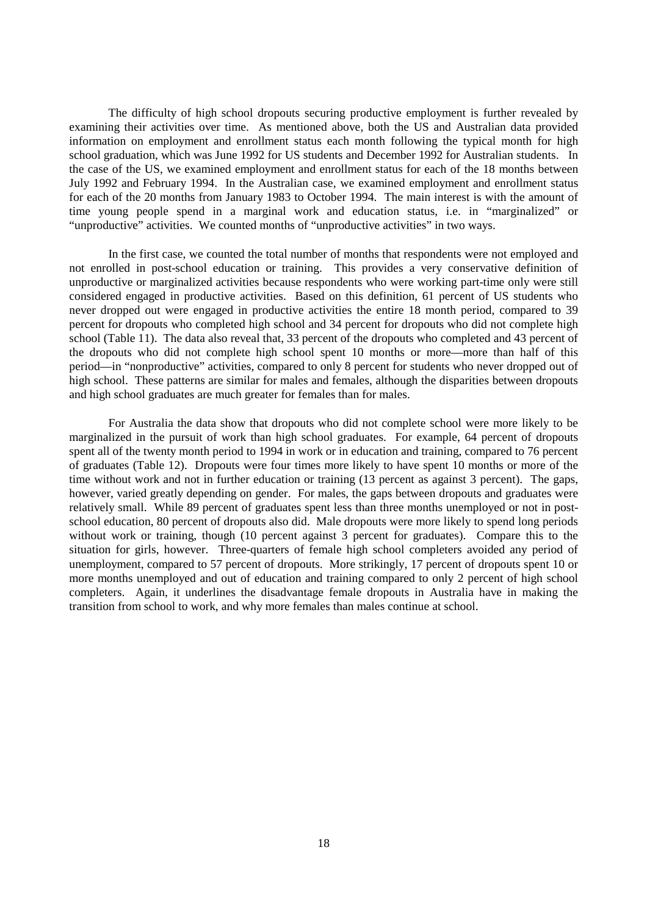The difficulty of high school dropouts securing productive employment is further revealed by examining their activities over time. As mentioned above, both the US and Australian data provided information on employment and enrollment status each month following the typical month for high school graduation, which was June 1992 for US students and December 1992 for Australian students. In the case of the US, we examined employment and enrollment status for each of the 18 months between July 1992 and February 1994. In the Australian case, we examined employment and enrollment status for each of the 20 months from January 1983 to October 1994. The main interest is with the amount of time young people spend in a marginal work and education status, i.e. in "marginalized" or "unproductive" activities. We counted months of "unproductive activities" in two ways.

In the first case, we counted the total number of months that respondents were not employed and not enrolled in post-school education or training. This provides a very conservative definition of unproductive or marginalized activities because respondents who were working part-time only were still considered engaged in productive activities. Based on this definition, 61 percent of US students who never dropped out were engaged in productive activities the entire 18 month period, compared to 39 percent for dropouts who completed high school and 34 percent for dropouts who did not complete high school (Table 11). The data also reveal that, 33 percent of the dropouts who completed and 43 percent of the dropouts who did not complete high school spent 10 months or more—more than half of this period—in "nonproductive" activities, compared to only 8 percent for students who never dropped out of high school. These patterns are similar for males and females, although the disparities between dropouts and high school graduates are much greater for females than for males.

For Australia the data show that dropouts who did not complete school were more likely to be marginalized in the pursuit of work than high school graduates. For example, 64 percent of dropouts spent all of the twenty month period to 1994 in work or in education and training, compared to 76 percent of graduates (Table 12). Dropouts were four times more likely to have spent 10 months or more of the time without work and not in further education or training (13 percent as against 3 percent). The gaps, however, varied greatly depending on gender. For males, the gaps between dropouts and graduates were relatively small. While 89 percent of graduates spent less than three months unemployed or not in post-school education, 80 percent of dropouts also did. Male dropouts were more likely to spend long periods without work or training, though (10 percent against 3 percent for graduates). Compare this to the situation for girls, however. Three-quarters of female high school completers avoided any period of unemployment, compared to 57 percent of dropouts. More strikingly, 17 percent of dropouts spent 10 or more months unemployed and out of education and training compared to only 2 percent of high school completers. Again, it underlines the disadvantage female dropouts in Australia have in making the transition from school to work, and why more females than males continue at school.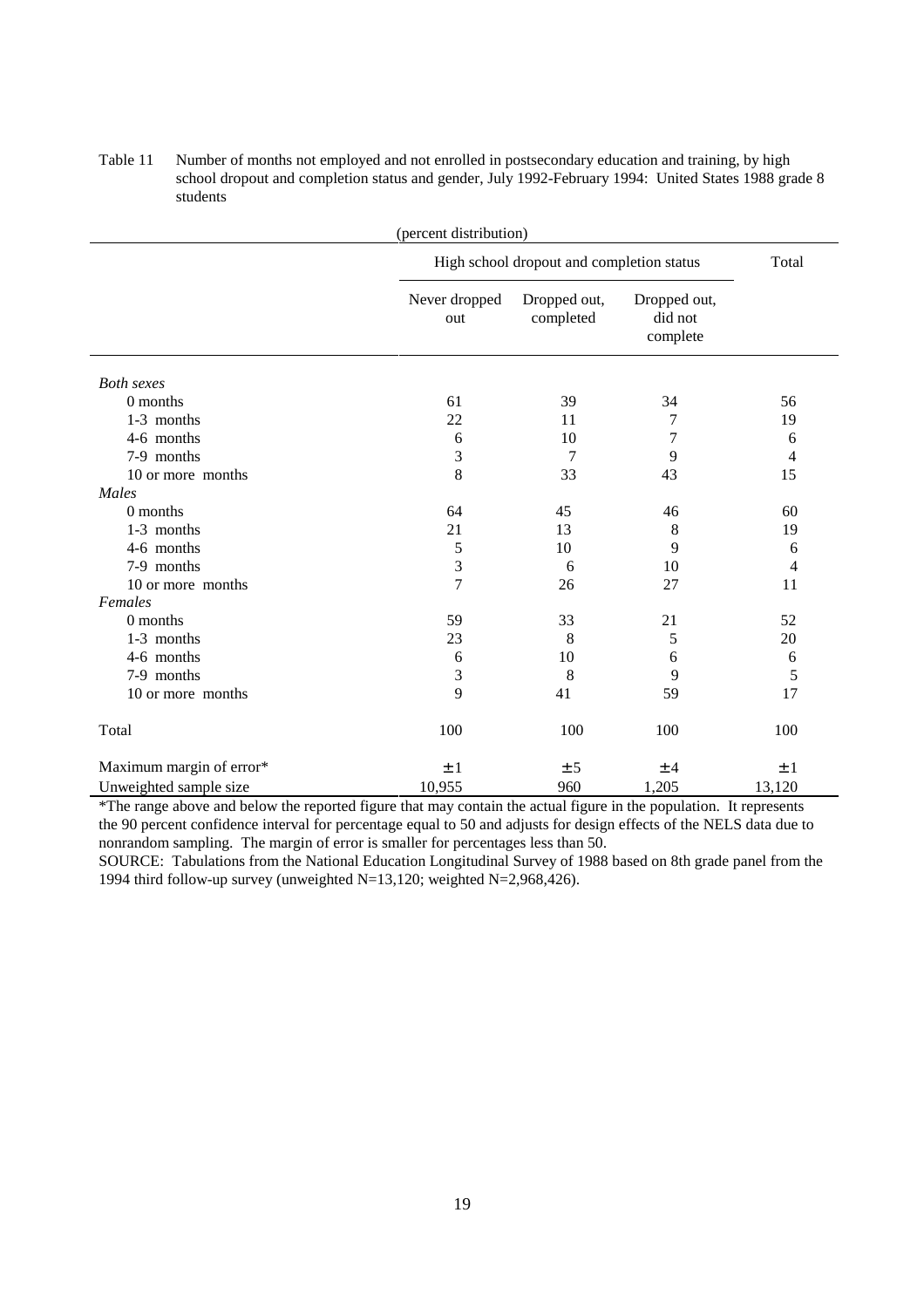Table 11 Number of months not employed and not enrolled in postsecondary education and training, by high school dropout and completion status and gender, July 1992-February 1994: United States 1988 grade 8 students

(percent distribution)

| | High school dropout and completion status | | | Total |
|---|---|---|---|---|
| | Never dropped out | Dropped out, completed | Dropped out, did not complete | |
| *Both sexes* | | | | |
| 0 months | 61 | 39 | 34 | 56 |
| 1-3 months | 22 | 11 | 7 | 19 |
| 4-6 months | 6 | 10 | 7 | 6 |
| 7-9 months | 3 | 7 | 9 | 4 |
| 10 or more months | 8 | 33 | 43 | 15 |
| *Males* | | | | |
| 0 months | 64 | 45 | 46 | 60 |
| 1-3 months | 21 | 13 | 8 | 19 |
| 4-6 months | 5 | 10 | 9 | 6 |
| 7-9 months | 3 | 6 | 10 | 4 |
| 10 or more months | 7 | 26 | 27 | 11 |
| *Females* | | | | |
| 0 months | 59 | 33 | 21 | 52 |
| 1-3 months | 23 | 8 | 5 | 20 |
| 4-6 months | 6 | 10 | 6 | 6 |
| 7-9 months | 3 | 8 | 9 | 5 |
| 10 or more months | 9 | 41 | 59 | 17 |
| Total | 100 | 100 | 100 | 100 |
| Maximum margin of error* | ±1 | ±5 | ±4 | ±1 |
| Unweighted sample size | 10,955 | 960 | 1,205 | 13,120 |

*The range above and below the reported figure that may contain the actual figure in the population. It represents the 90 percent confidence interval for percentage equal to 50 and adjusts for design effects of the NELS data due to nonrandom sampling. The margin of error is smaller for percentages less than 50.

SOURCE: Tabulations from the National Education Longitudinal Survey of 1988 based on 8th grade panel from the 1994 third follow-up survey (unweighted N=13,120; weighted N=2,968,426).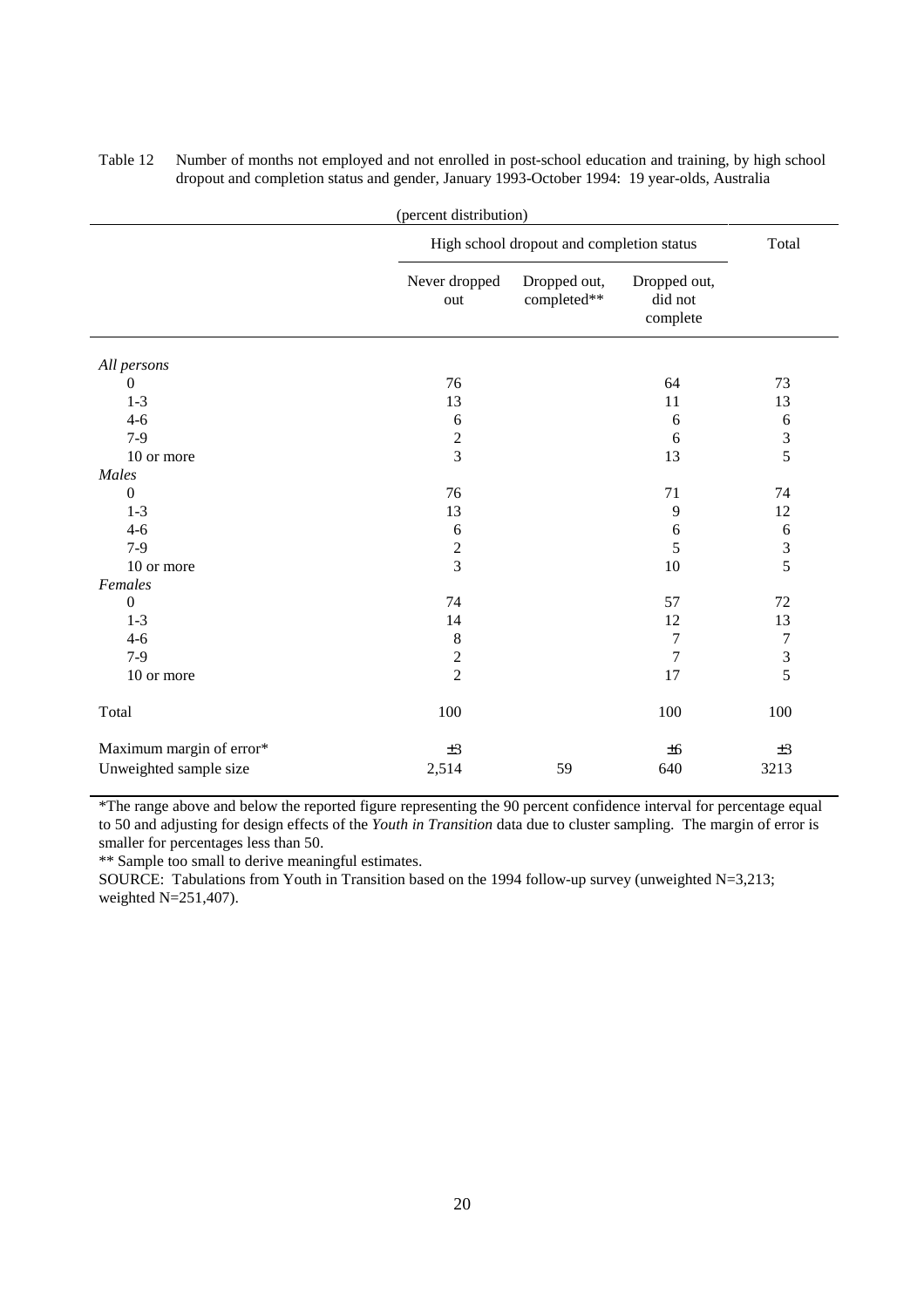Table 12 Number of months not employed and not enrolled in post-school education and training, by high school dropout and completion status and gender, January 1993-October 1994: 19 year-olds, Australia

(percent distribution)

| | High school dropout and completion status | | | Total |
|---|---|---|---|---|
| | Never dropped out | Dropped out, completed** | Dropped out, did not complete | |
| *All persons* | | | | |
| 0 | 76 | | 64 | 73 |
| 1-3 | 13 | | 11 | 13 |
| 4-6 | 6 | | 6 | 6 |
| 7-9 | 2 | | 6 | 3 |
| 10 or more | 3 | | 13 | 5 |
| *Males* | | | | |
| 0 | 76 | | 71 | 74 |
| 1-3 | 13 | | 9 | 12 |
| 4-6 | 6 | | 6 | 6 |
| 7-9 | 2 | | 5 | 3 |
| 10 or more | 3 | | 10 | 5 |
| *Females* | | | | |
| 0 | 74 | | 57 | 72 |
| 1-3 | 14 | | 12 | 13 |
| 4-6 | 8 | | 7 | 7 |
| 7-9 | 2 | | 7 | 3 |
| 10 or more | 2 | | 17 | 5 |
| Total | 100 | | 100 | 100 |
| Maximum margin of error* | ±3 | | ±6 | ±3 |
| Unweighted sample size | 2,514 | 59 | 640 | 3213 |

*The range above and below the reported figure representing the 90 percent confidence interval for percentage equal to 50 and adjusting for design effects of the *Youth in Transition* data due to cluster sampling. The margin of error is smaller for percentages less than 50.

** Sample too small to derive meaningful estimates.

SOURCE: Tabulations from Youth in Transition based on the 1994 follow-up survey (unweighted N=3,213; weighted N=251,407).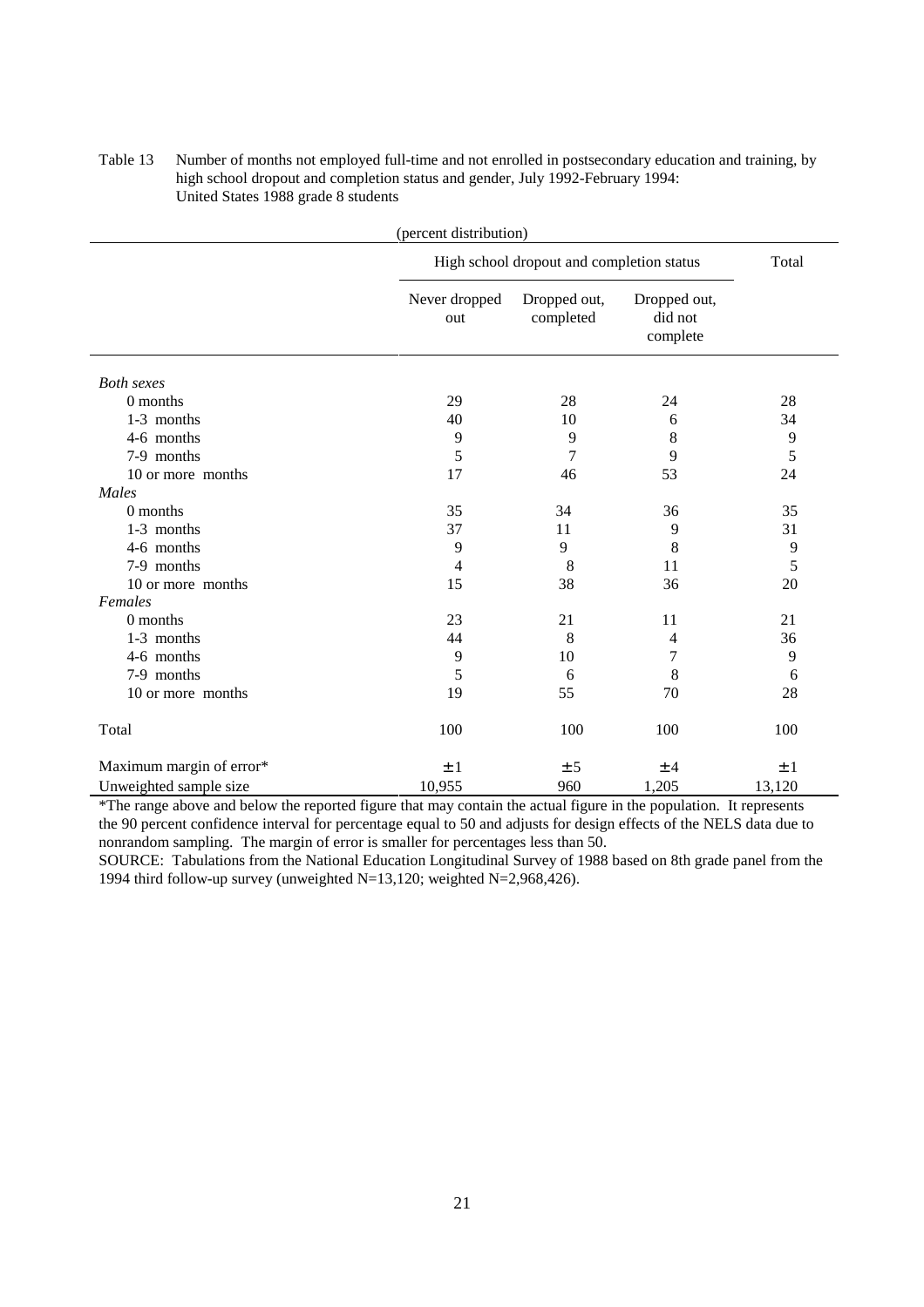Table 13 Number of months not employed full-time and not enrolled in postsecondary education and training, by high school dropout and completion status and gender, July 1992-February 1994: United States 1988 grade 8 students

(percent distribution)

| | High school dropout and completion status | | | Total |
|---|---|---|---|---|
| | Never dropped out | Dropped out, completed | Dropped out, did not complete | |
| *Both sexes* | | | | |
| 0 months | 29 | 28 | 24 | 28 |
| 1-3 months | 40 | 10 | 6 | 34 |
| 4-6 months | 9 | 9 | 8 | 9 |
| 7-9 months | 5 | 7 | 9 | 5 |
| 10 or more months | 17 | 46 | 53 | 24 |
| *Males* | | | | |
| 0 months | 35 | 34 | 36 | 35 |
| 1-3 months | 37 | 11 | 9 | 31 |
| 4-6 months | 9 | 9 | 8 | 9 |
| 7-9 months | 4 | 8 | 11 | 5 |
| 10 or more months | 15 | 38 | 36 | 20 |
| *Females* | | | | |
| 0 months | 23 | 21 | 11 | 21 |
| 1-3 months | 44 | 8 | 4 | 36 |
| 4-6 months | 9 | 10 | 7 | 9 |
| 7-9 months | 5 | 6 | 8 | 6 |
| 10 or more months | 19 | 55 | 70 | 28 |
| Total | 100 | 100 | 100 | 100 |
| Maximum margin of error* | ±1 | ±5 | ±4 | ±1 |
| Unweighted sample size | 10,955 | 960 | 1,205 | 13,120 |

*The range above and below the reported figure that may contain the actual figure in the population. It represents the 90 percent confidence interval for percentage equal to 50 and adjusts for design effects of the NELS data due to nonrandom sampling. The margin of error is smaller for percentages less than 50.

SOURCE: Tabulations from the National Education Longitudinal Survey of 1988 based on 8th grade panel from the 1994 third follow-up survey (unweighted N=13,120; weighted N=2,968,426).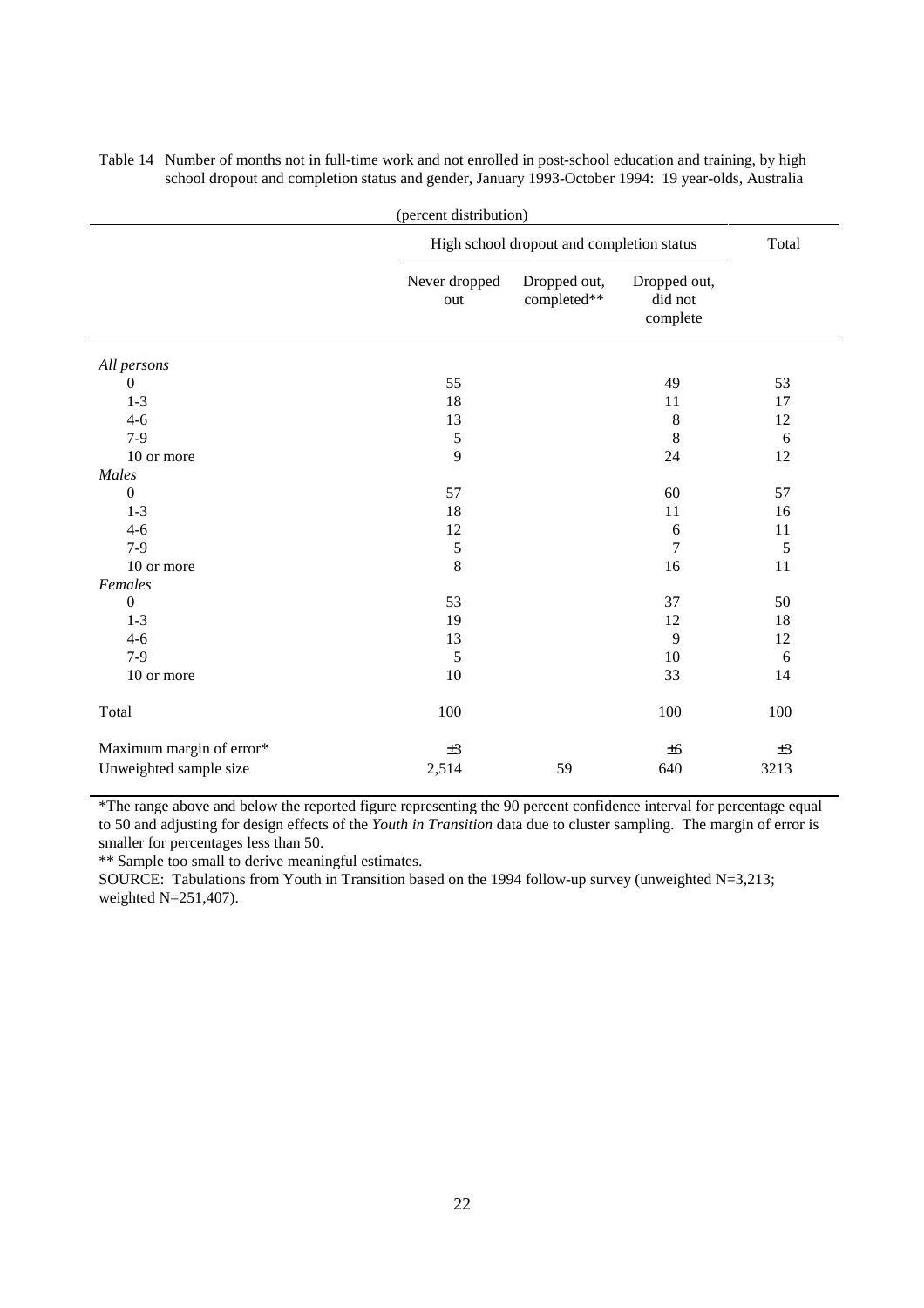Table 14 Number of months not in full-time work and not enrolled in post-school education and training, by high school dropout and completion status and gender, January 1993-October 1994: 19 year-olds, Australia

(percent distribution)

| | High school dropout and completion status | | | Total |
|---|---|---|---|---|
| | Never dropped out | Dropped out, completed** | Dropped out, did not complete | |
| *All persons* | | | | |
| 0 | 55 | | 49 | 53 |
| 1-3 | 18 | | 11 | 17 |
| 4-6 | 13 | | 8 | 12 |
| 7-9 | 5 | | 8 | 6 |
| 10 or more | 9 | | 24 | 12 |
| *Males* | | | | |
| 0 | 57 | | 60 | 57 |
| 1-3 | 18 | | 11 | 16 |
| 4-6 | 12 | | 6 | 11 |
| 7-9 | 5 | | 7 | 5 |
| 10 or more | 8 | | 16 | 11 |
| *Females* | | | | |
| 0 | 53 | | 37 | 50 |
| 1-3 | 19 | | 12 | 18 |
| 4-6 | 13 | | 9 | 12 |
| 7-9 | 5 | | 10 | 6 |
| 10 or more | 10 | | 33 | 14 |
| Total | 100 | | 100 | 100 |
| Maximum margin of error* | ±3 | | ±6 | ±3 |
| Unweighted sample size | 2,514 | 59 | 640 | 3213 |

*The range above and below the reported figure representing the 90 percent confidence interval for percentage equal to 50 and adjusting for design effects of the *Youth in Transition* data due to cluster sampling. The margin of error is smaller for percentages less than 50.

** Sample too small to derive meaningful estimates.

SOURCE: Tabulations from Youth in Transition based on the 1994 follow-up survey (unweighted N=3,213; weighted N=251,407).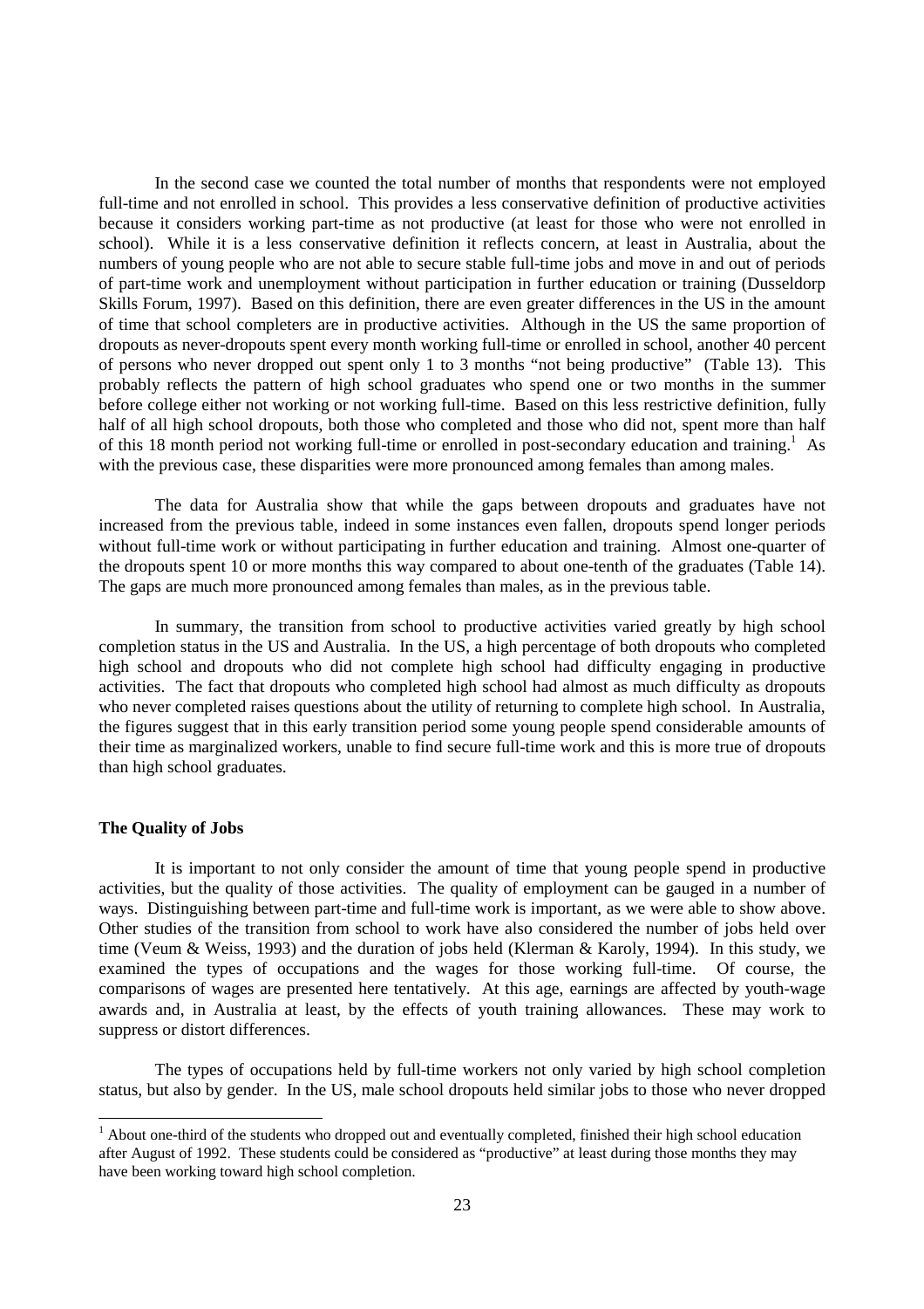In the second case we counted the total number of months that respondents were not employed full-time and not enrolled in school. This provides a less conservative definition of productive activities because it considers working part-time as not productive (at least for those who were not enrolled in school). While it is a less conservative definition it reflects concern, at least in Australia, about the numbers of young people who are not able to secure stable full-time jobs and move in and out of periods of part-time work and unemployment without participation in further education or training (Dusseldorp Skills Forum, 1997). Based on this definition, there are even greater differences in the US in the amount of time that school completers are in productive activities. Although in the US the same proportion of dropouts as never-dropouts spent every month working full-time or enrolled in school, another 40 percent of persons who never dropped out spent only 1 to 3 months "not being productive" (Table 13). This probably reflects the pattern of high school graduates who spend one or two months in the summer before college either not working or not working full-time. Based on this less restrictive definition, fully half of all high school dropouts, both those who completed and those who did not, spent more than half of this 18 month period not working full-time or enrolled in post-secondary education and training.[1] As with the previous case, these disparities were more pronounced among females than among males.

The data for Australia show that while the gaps between dropouts and graduates have not increased from the previous table, indeed in some instances even fallen, dropouts spend longer periods without full-time work or without participating in further education and training. Almost one-quarter of the dropouts spent 10 or more months this way compared to about one-tenth of the graduates (Table 14). The gaps are much more pronounced among females than males, as in the previous table.

In summary, the transition from school to productive activities varied greatly by high school completion status in the US and Australia. In the US, a high percentage of both dropouts who completed high school and dropouts who did not complete high school had difficulty engaging in productive activities. The fact that dropouts who completed high school had almost as much difficulty as dropouts who never completed raises questions about the utility of returning to complete high school. In Australia, the figures suggest that in this early transition period some young people spend considerable amounts of their time as marginalized workers, unable to find secure full-time work and this is more true of dropouts than high school graduates.

### The Quality of Jobs

It is important to not only consider the amount of time that young people spend in productive activities, but the quality of those activities. The quality of employment can be gauged in a number of ways. Distinguishing between part-time and full-time work is important, as we were able to show above. Other studies of the transition from school to work have also considered the number of jobs held over time (Veum & Weiss, 1993) and the duration of jobs held (Klerman & Karoly, 1994). In this study, we examined the types of occupations and the wages for those working full-time. Of course, the comparisons of wages are presented here tentatively. At this age, earnings are affected by youth-wage awards and, in Australia at least, by the effects of youth training allowances. These may work to suppress or distort differences.

The types of occupations held by full-time workers not only varied by high school completion status, but also by gender. In the US, male school dropouts held similar jobs to those who never dropped

[1] About one-third of the students who dropped out and eventually completed, finished their high school education after August of 1992. These students could be considered as "productive" at least during those months they may have been working toward high school completion.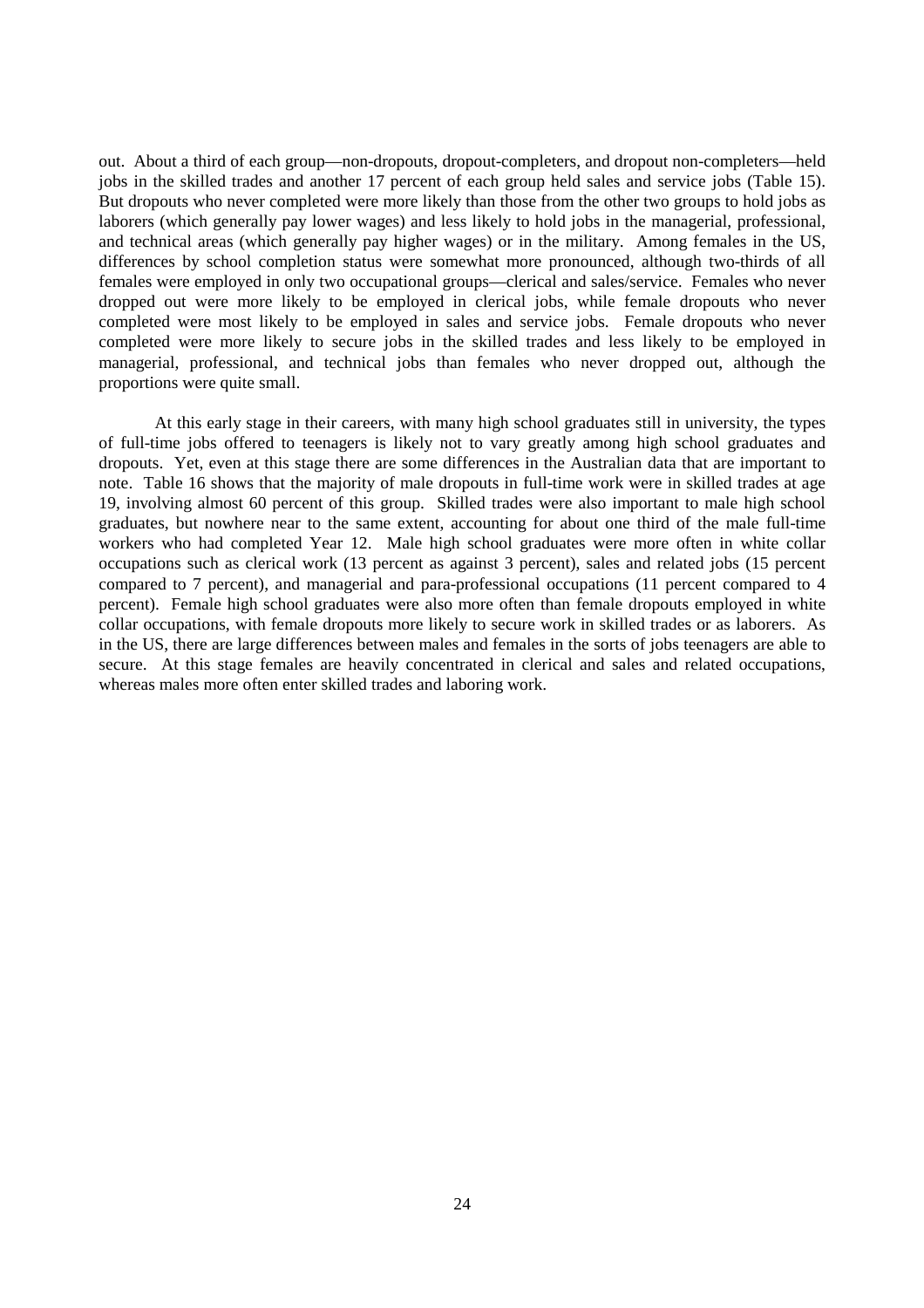out. About a third of each group—non-dropouts, dropout-completers, and dropout non-completers—held jobs in the skilled trades and another 17 percent of each group held sales and service jobs (Table 15). But dropouts who never completed were more likely than those from the other two groups to hold jobs as laborers (which generally pay lower wages) and less likely to hold jobs in the managerial, professional, and technical areas (which generally pay higher wages) or in the military. Among females in the US, differences by school completion status were somewhat more pronounced, although two-thirds of all females were employed in only two occupational groups—clerical and sales/service. Females who never dropped out were more likely to be employed in clerical jobs, while female dropouts who never completed were most likely to be employed in sales and service jobs. Female dropouts who never completed were more likely to secure jobs in the skilled trades and less likely to be employed in managerial, professional, and technical jobs than females who never dropped out, although the proportions were quite small.

At this early stage in their careers, with many high school graduates still in university, the types of full-time jobs offered to teenagers is likely not to vary greatly among high school graduates and dropouts. Yet, even at this stage there are some differences in the Australian data that are important to note. Table 16 shows that the majority of male dropouts in full-time work were in skilled trades at age 19, involving almost 60 percent of this group. Skilled trades were also important to male high school graduates, but nowhere near to the same extent, accounting for about one third of the male full-time workers who had completed Year 12. Male high school graduates were more often in white collar occupations such as clerical work (13 percent as against 3 percent), sales and related jobs (15 percent compared to 7 percent), and managerial and para-professional occupations (11 percent compared to 4 percent). Female high school graduates were also more often than female dropouts employed in white collar occupations, with female dropouts more likely to secure work in skilled trades or as laborers. As in the US, there are large differences between males and females in the sorts of jobs teenagers are able to secure. At this stage females are heavily concentrated in clerical and sales and related occupations, whereas males more often enter skilled trades and laboring work.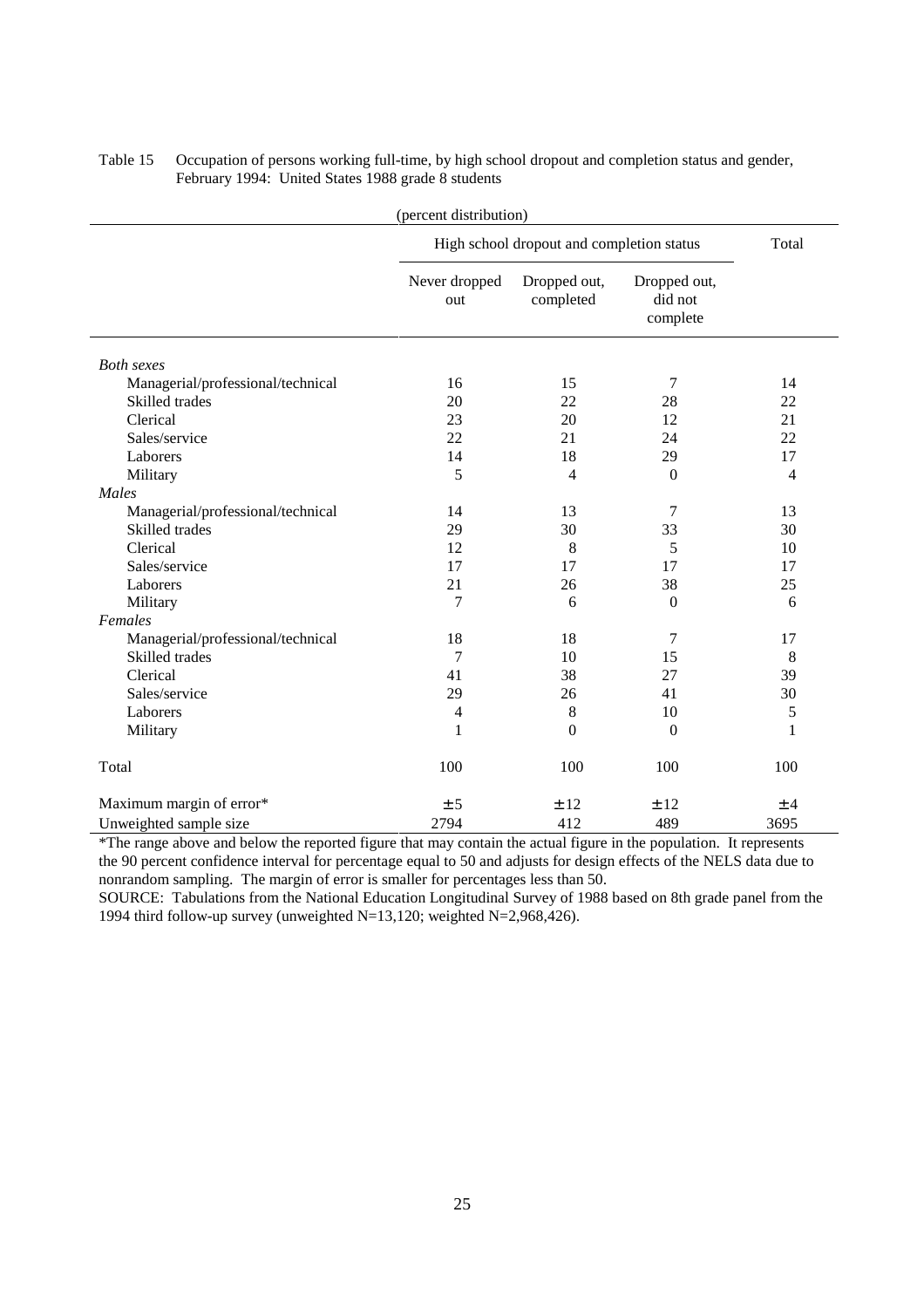Table 15 Occupation of persons working full-time, by high school dropout and completion status and gender, February 1994: United States 1988 grade 8 students

(percent distribution)

| | High school dropout and completion status | | | Total |
|---|---|---|---|---|
| | Never dropped out | Dropped out, completed | Dropped out, did not complete | |
| *Both sexes* | | | | |
| Managerial/professional/technical | 16 | 15 | 7 | 14 |
| Skilled trades | 20 | 22 | 28 | 22 |
| Clerical | 23 | 20 | 12 | 21 |
| Sales/service | 22 | 21 | 24 | 22 |
| Laborers | 14 | 18 | 29 | 17 |
| Military | 5 | 4 | 0 | 4 |
| *Males* | | | | |
| Managerial/professional/technical | 14 | 13 | 7 | 13 |
| Skilled trades | 29 | 30 | 33 | 30 |
| Clerical | 12 | 8 | 5 | 10 |
| Sales/service | 17 | 17 | 17 | 17 |
| Laborers | 21 | 26 | 38 | 25 |
| Military | 7 | 6 | 0 | 6 |
| *Females* | | | | |
| Managerial/professional/technical | 18 | 18 | 7 | 17 |
| Skilled trades | 7 | 10 | 15 | 8 |
| Clerical | 41 | 38 | 27 | 39 |
| Sales/service | 29 | 26 | 41 | 30 |
| Laborers | 4 | 8 | 10 | 5 |
| Military | 1 | 0 | 0 | 1 |
| Total | 100 | 100 | 100 | 100 |
| Maximum margin of error* | ±5 | ±12 | ±12 | ±4 |
| Unweighted sample size | 2794 | 412 | 489 | 3695 |

*The range above and below the reported figure that may contain the actual figure in the population. It represents the 90 percent confidence interval for percentage equal to 50 and adjusts for design effects of the NELS data due to nonrandom sampling. The margin of error is smaller for percentages less than 50.

SOURCE: Tabulations from the National Education Longitudinal Survey of 1988 based on 8th grade panel from the 1994 third follow-up survey (unweighted N=13,120; weighted N=2,968,426).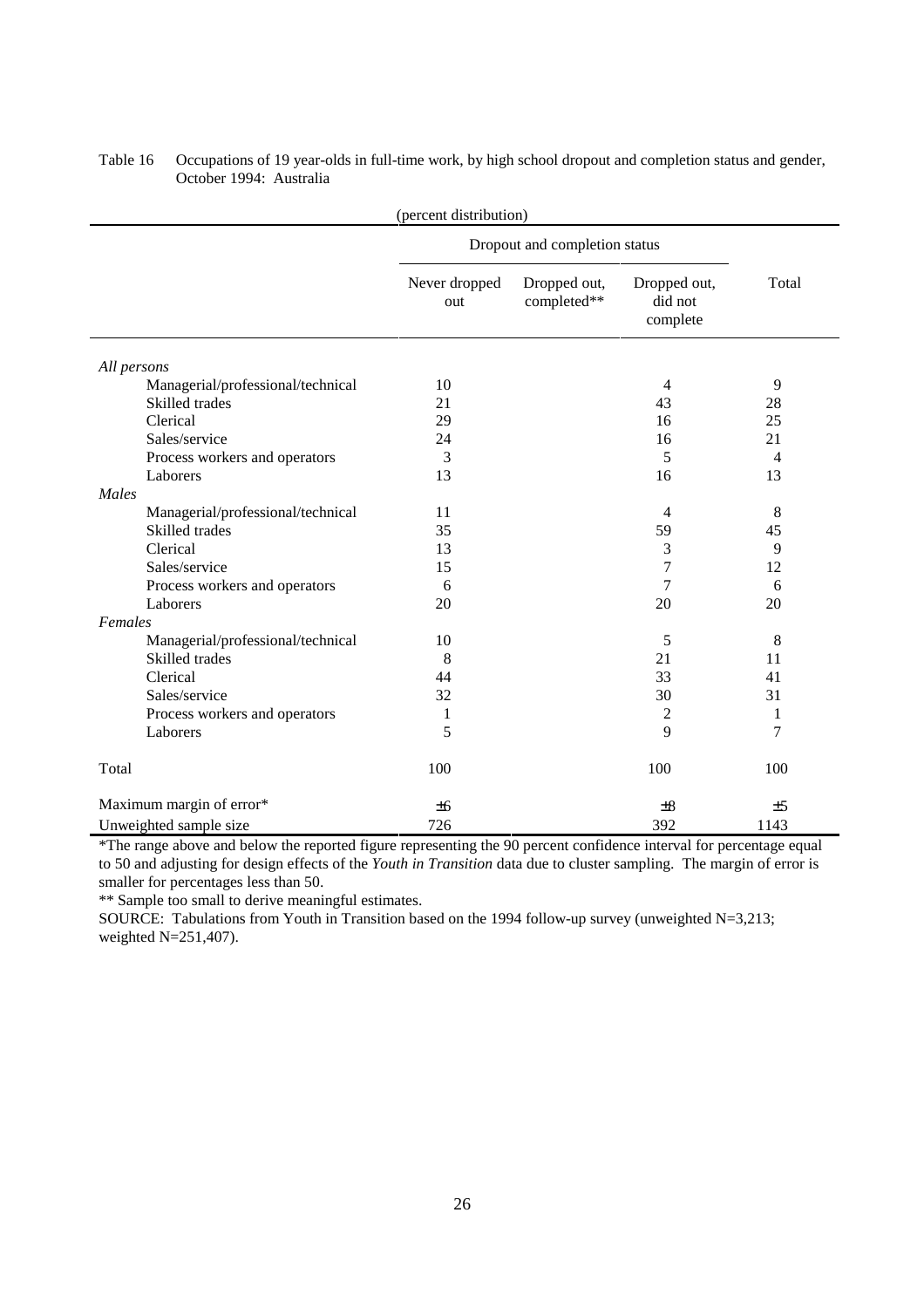Table 16 Occupations of 19 year-olds in full-time work, by high school dropout and completion status and gender, October 1994: Australia

(percent distribution)

| | Dropout and completion status | | | |
|---|---|---|---|---|
| | Never dropped out | Dropped out, completed** | Dropped out, did not complete | Total |
| *All persons* | | | | |
| Managerial/professional/technical | 10 | | 4 | 9 |
| Skilled trades | 21 | | 43 | 28 |
| Clerical | 29 | | 16 | 25 |
| Sales/service | 24 | | 16 | 21 |
| Process workers and operators | 3 | | 5 | 4 |
| Laborers | 13 | | 16 | 13 |
| *Males* | | | | |
| Managerial/professional/technical | 11 | | 4 | 8 |
| Skilled trades | 35 | | 59 | 45 |
| Clerical | 13 | | 3 | 9 |
| Sales/service | 15 | | 7 | 12 |
| Process workers and operators | 6 | | 7 | 6 |
| Laborers | 20 | | 20 | 20 |
| *Females* | | | | |
| Managerial/professional/technical | 10 | | 5 | 8 |
| Skilled trades | 8 | | 21 | 11 |
| Clerical | 44 | | 33 | 41 |
| Sales/service | 32 | | 30 | 31 |
| Process workers and operators | 1 | | 2 | 1 |
| Laborers | 5 | | 9 | 7 |
| Total | 100 | | 100 | 100 |
| Maximum margin of error* | ±6 | | ±8 | ±5 |
| Unweighted sample size | 726 | | 392 | 1143 |

*The range above and below the reported figure representing the 90 percent confidence interval for percentage equal to 50 and adjusting for design effects of the *Youth in Transition* data due to cluster sampling. The margin of error is smaller for percentages less than 50.

** Sample too small to derive meaningful estimates.

SOURCE: Tabulations from Youth in Transition based on the 1994 follow-up survey (unweighted N=3,213; weighted N=251,407).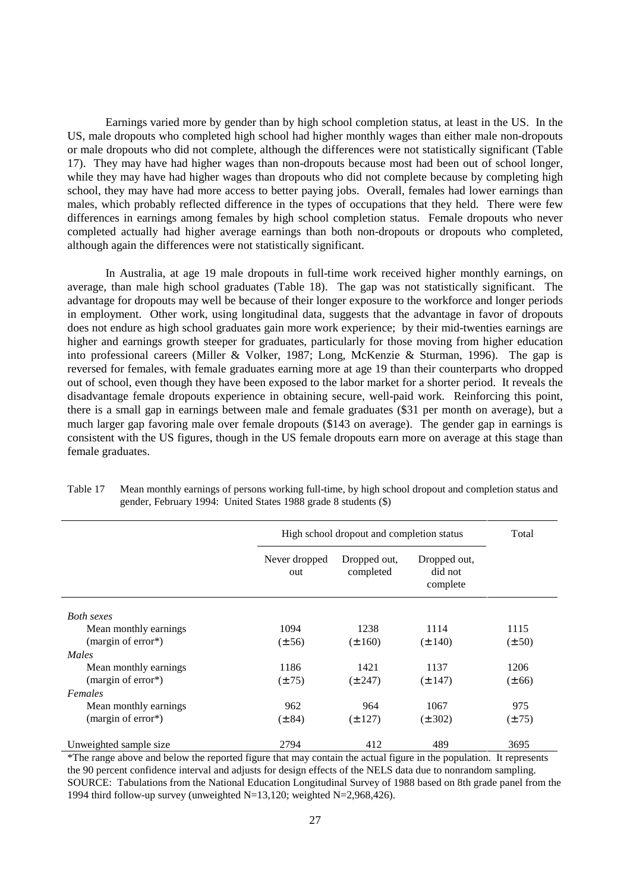Earnings varied more by gender than by high school completion status, at least in the US. In the US, male dropouts who completed high school had higher monthly wages than either male non-dropouts or male dropouts who did not complete, although the differences were not statistically significant (Table 17). They may have had higher wages than non-dropouts because most had been out of school longer, while they may have had higher wages than dropouts who did not complete because by completing high school, they may have had more access to better paying jobs. Overall, females had lower earnings than males, which probably reflected difference in the types of occupations that they held. There were few differences in earnings among females by high school completion status. Female dropouts who never completed actually had higher average earnings than both non-dropouts or dropouts who completed, although again the differences were not statistically significant.

In Australia, at age 19 male dropouts in full-time work received higher monthly earnings, on average, than male high school graduates (Table 18). The gap was not statistically significant. The advantage for dropouts may well be because of their longer exposure to the workforce and longer periods in employment. Other work, using longitudinal data, suggests that the advantage in favor of dropouts does not endure as high school graduates gain more work experience; by their mid-twenties earnings are higher and earnings growth steeper for graduates, particularly for those moving from higher education into professional careers (Miller & Volker, 1987; Long, McKenzie & Sturman, 1996). The gap is reversed for females, with female graduates earning more at age 19 than their counterparts who dropped out of school, even though they have been exposed to the labor market for a shorter period. It reveals the disadvantage female dropouts experience in obtaining secure, well-paid work. Reinforcing this point, there is a small gap in earnings between male and female graduates ($31 per month on average), but a much larger gap favoring male over female dropouts ($143 on average). The gender gap in earnings is consistent with the US figures, though in the US female dropouts earn more on average at this stage than female graduates.

Table 17 Mean monthly earnings of persons working full-time, by high school dropout and completion status and gender, February 1994: United States 1988 grade 8 students ($)

| | High school dropout and completion status | | | Total |
|---|---|---|---|---|
| | Never dropped out | Dropped out, completed | Dropped out, did not complete | |
| *Both sexes* | | | | |
| Mean monthly earnings | 1094 | 1238 | 1114 | 1115 |
| (margin of error*) | (±56) | (±160) | (±140) | (±50) |
| *Males* | | | | |
| Mean monthly earnings | 1186 | 1421 | 1137 | 1206 |
| (margin of error*) | (±75) | (±247) | (±147) | (±66) |
| *Females* | | | | |
| Mean monthly earnings | 962 | 964 | 1067 | 975 |
| (margin of error*) | (±84) | (±127) | (±302) | (±75) |
| Unweighted sample size | 2794 | 412 | 489 | 3695 |

*The range above and below the reported figure that may contain the actual figure in the population. It represents the 90 percent confidence interval and adjusts for design effects of the NELS data due to nonrandom sampling.
SOURCE: Tabulations from the National Education Longitudinal Survey of 1988 based on 8th grade panel from the 1994 third follow-up survey (unweighted N=13,120; weighted N=2,968,426).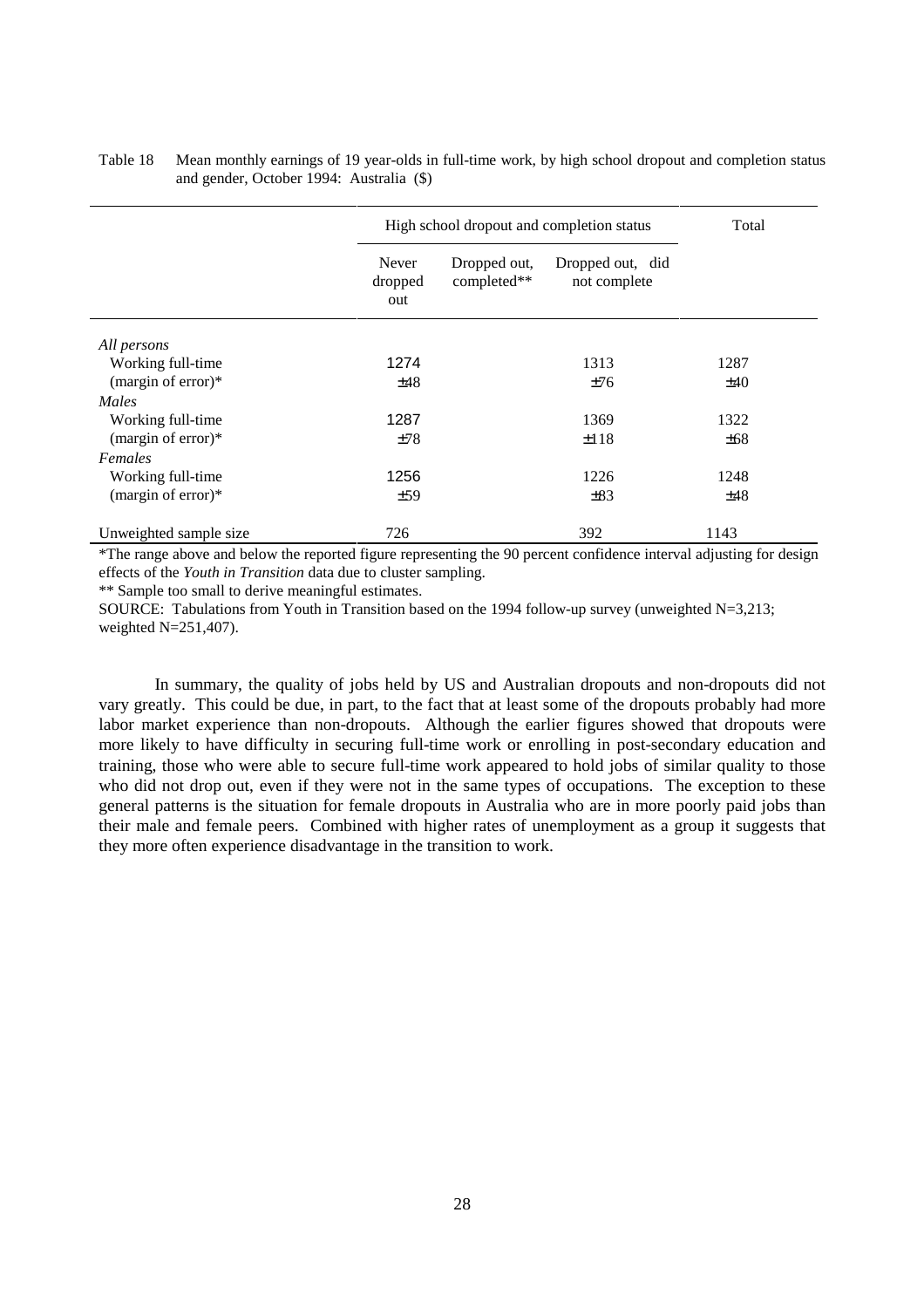Table 18 Mean monthly earnings of 19 year-olds in full-time work, by high school dropout and completion status and gender, October 1994: Australia ($)

| | High school dropout and completion status | | | Total |
|---|---|---|---|---|
| | Never dropped out | Dropped out, completed** | Dropped out, did not complete | |
| *All persons* | | | | |
| Working full-time | 1274 | | 1313 | 1287 |
| (margin of error)* | ±48 | | ±76 | ±40 |
| *Males* | | | | |
| Working full-time | 1287 | | 1369 | 1322 |
| (margin of error)* | ±78 | | ±118 | ±68 |
| *Females* | | | | |
| Working full-time | 1256 | | 1226 | 1248 |
| (margin of error)* | ±59 | | ±83 | ±48 |
| Unweighted sample size | 726 | | 392 | 1143 |

*The range above and below the reported figure representing the 90 percent confidence interval adjusting for design effects of the *Youth in Transition* data due to cluster sampling.

** Sample too small to derive meaningful estimates.

SOURCE: Tabulations from Youth in Transition based on the 1994 follow-up survey (unweighted N=3,213; weighted N=251,407).

In summary, the quality of jobs held by US and Australian dropouts and non-dropouts did not vary greatly. This could be due, in part, to the fact that at least some of the dropouts probably had more labor market experience than non-dropouts. Although the earlier figures showed that dropouts were more likely to have difficulty in securing full-time work or enrolling in post-secondary education and training, those who were able to secure full-time work appeared to hold jobs of similar quality to those who did not drop out, even if they were not in the same types of occupations. The exception to these general patterns is the situation for female dropouts in Australia who are in more poorly paid jobs than their male and female peers. Combined with higher rates of unemployment as a group it suggests that they more often experience disadvantage in the transition to work.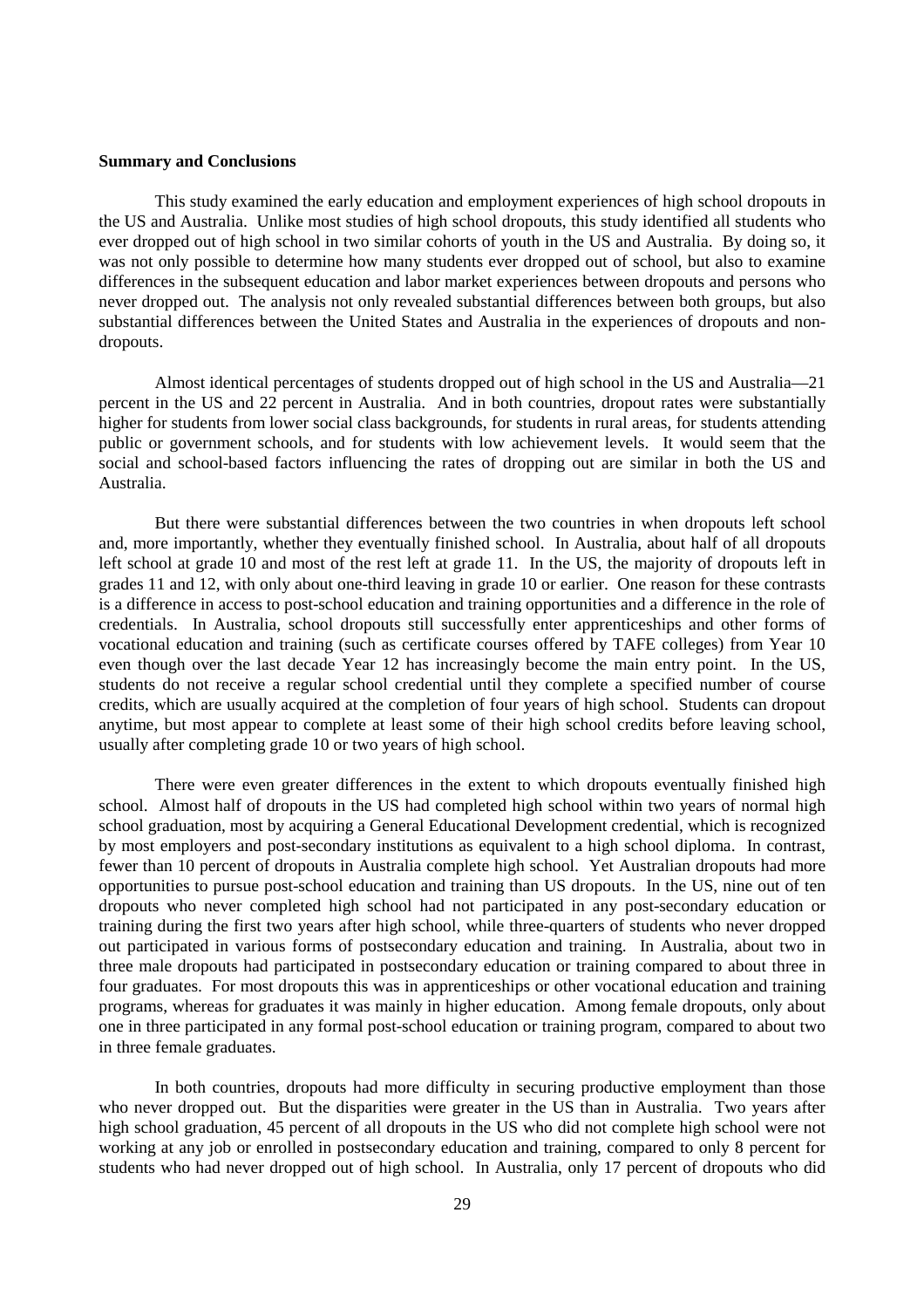**Summary and Conclusions**

This study examined the early education and employment experiences of high school dropouts in the US and Australia. Unlike most studies of high school dropouts, this study identified all students who ever dropped out of high school in two similar cohorts of youth in the US and Australia. By doing so, it was not only possible to determine how many students ever dropped out of school, but also to examine differences in the subsequent education and labor market experiences between dropouts and persons who never dropped out. The analysis not only revealed substantial differences between both groups, but also substantial differences between the United States and Australia in the experiences of dropouts and non-dropouts.

Almost identical percentages of students dropped out of high school in the US and Australia—21 percent in the US and 22 percent in Australia. And in both countries, dropout rates were substantially higher for students from lower social class backgrounds, for students in rural areas, for students attending public or government schools, and for students with low achievement levels. It would seem that the social and school-based factors influencing the rates of dropping out are similar in both the US and Australia.

But there were substantial differences between the two countries in when dropouts left school and, more importantly, whether they eventually finished school. In Australia, about half of all dropouts left school at grade 10 and most of the rest left at grade 11. In the US, the majority of dropouts left in grades 11 and 12, with only about one-third leaving in grade 10 or earlier. One reason for these contrasts is a difference in access to post-school education and training opportunities and a difference in the role of credentials. In Australia, school dropouts still successfully enter apprenticeships and other forms of vocational education and training (such as certificate courses offered by TAFE colleges) from Year 10 even though over the last decade Year 12 has increasingly become the main entry point. In the US, students do not receive a regular school credential until they complete a specified number of course credits, which are usually acquired at the completion of four years of high school. Students can dropout anytime, but most appear to complete at least some of their high school credits before leaving school, usually after completing grade 10 or two years of high school.

There were even greater differences in the extent to which dropouts eventually finished high school. Almost half of dropouts in the US had completed high school within two years of normal high school graduation, most by acquiring a General Educational Development credential, which is recognized by most employers and post-secondary institutions as equivalent to a high school diploma. In contrast, fewer than 10 percent of dropouts in Australia complete high school. Yet Australian dropouts had more opportunities to pursue post-school education and training than US dropouts. In the US, nine out of ten dropouts who never completed high school had not participated in any post-secondary education or training during the first two years after high school, while three-quarters of students who never dropped out participated in various forms of postsecondary education and training. In Australia, about two in three male dropouts had participated in postsecondary education or training compared to about three in four graduates. For most dropouts this was in apprenticeships or other vocational education and training programs, whereas for graduates it was mainly in higher education. Among female dropouts, only about one in three participated in any formal post-school education or training program, compared to about two in three female graduates.

In both countries, dropouts had more difficulty in securing productive employment than those who never dropped out. But the disparities were greater in the US than in Australia. Two years after high school graduation, 45 percent of all dropouts in the US who did not complete high school were not working at any job or enrolled in postsecondary education and training, compared to only 8 percent for students who had never dropped out of high school. In Australia, only 17 percent of dropouts who did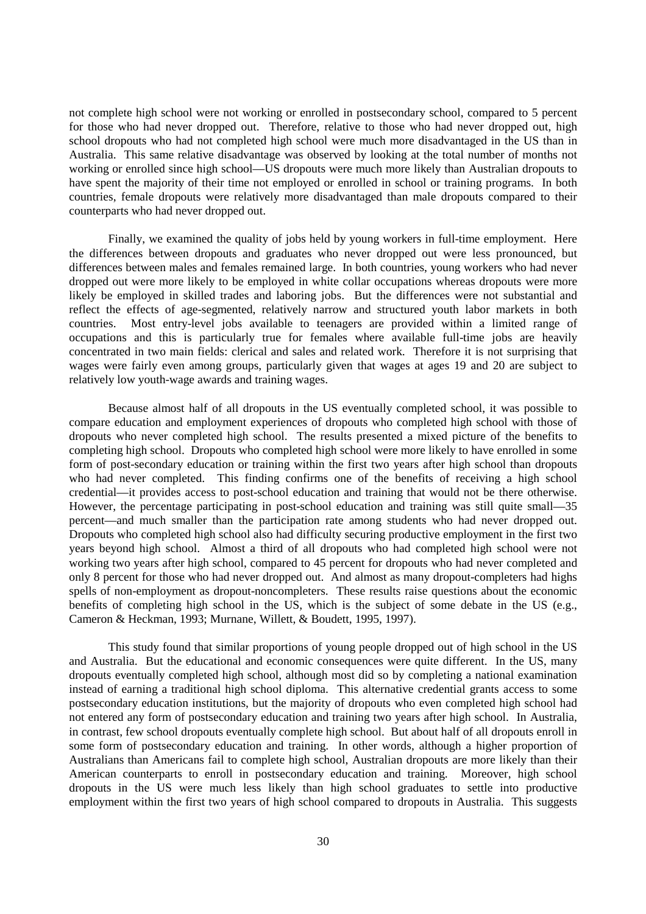not complete high school were not working or enrolled in postsecondary school, compared to 5 percent for those who had never dropped out. Therefore, relative to those who had never dropped out, high school dropouts who had not completed high school were much more disadvantaged in the US than in Australia. This same relative disadvantage was observed by looking at the total number of months not working or enrolled since high school—US dropouts were much more likely than Australian dropouts to have spent the majority of their time not employed or enrolled in school or training programs. In both countries, female dropouts were relatively more disadvantaged than male dropouts compared to their counterparts who had never dropped out.

Finally, we examined the quality of jobs held by young workers in full-time employment. Here the differences between dropouts and graduates who never dropped out were less pronounced, but differences between males and females remained large. In both countries, young workers who had never dropped out were more likely to be employed in white collar occupations whereas dropouts were more likely be employed in skilled trades and laboring jobs. But the differences were not substantial and reflect the effects of age-segmented, relatively narrow and structured youth labor markets in both countries. Most entry-level jobs available to teenagers are provided within a limited range of occupations and this is particularly true for females where available full-time jobs are heavily concentrated in two main fields: clerical and sales and related work. Therefore it is not surprising that wages were fairly even among groups, particularly given that wages at ages 19 and 20 are subject to relatively low youth-wage awards and training wages.

Because almost half of all dropouts in the US eventually completed school, it was possible to compare education and employment experiences of dropouts who completed high school with those of dropouts who never completed high school. The results presented a mixed picture of the benefits to completing high school. Dropouts who completed high school were more likely to have enrolled in some form of post-secondary education or training within the first two years after high school than dropouts who had never completed. This finding confirms one of the benefits of receiving a high school credential—it provides access to post-school education and training that would not be there otherwise. However, the percentage participating in post-school education and training was still quite small—35 percent—and much smaller than the participation rate among students who had never dropped out. Dropouts who completed high school also had difficulty securing productive employment in the first two years beyond high school. Almost a third of all dropouts who had completed high school were not working two years after high school, compared to 45 percent for dropouts who had never completed and only 8 percent for those who had never dropped out. And almost as many dropout-completers had highs spells of non-employment as dropout-noncompleters. These results raise questions about the economic benefits of completing high school in the US, which is the subject of some debate in the US (e.g., Cameron & Heckman, 1993; Murnane, Willett, & Boudett, 1995, 1997).

This study found that similar proportions of young people dropped out of high school in the US and Australia. But the educational and economic consequences were quite different. In the US, many dropouts eventually completed high school, although most did so by completing a national examination instead of earning a traditional high school diploma. This alternative credential grants access to some postsecondary education institutions, but the majority of dropouts who even completed high school had not entered any form of postsecondary education and training two years after high school. In Australia, in contrast, few school dropouts eventually complete high school. But about half of all dropouts enroll in some form of postsecondary education and training. In other words, although a higher proportion of Australians than Americans fail to complete high school, Australian dropouts are more likely than their American counterparts to enroll in postsecondary education and training. Moreover, high school dropouts in the US were much less likely than high school graduates to settle into productive employment within the first two years of high school compared to dropouts in Australia. This suggests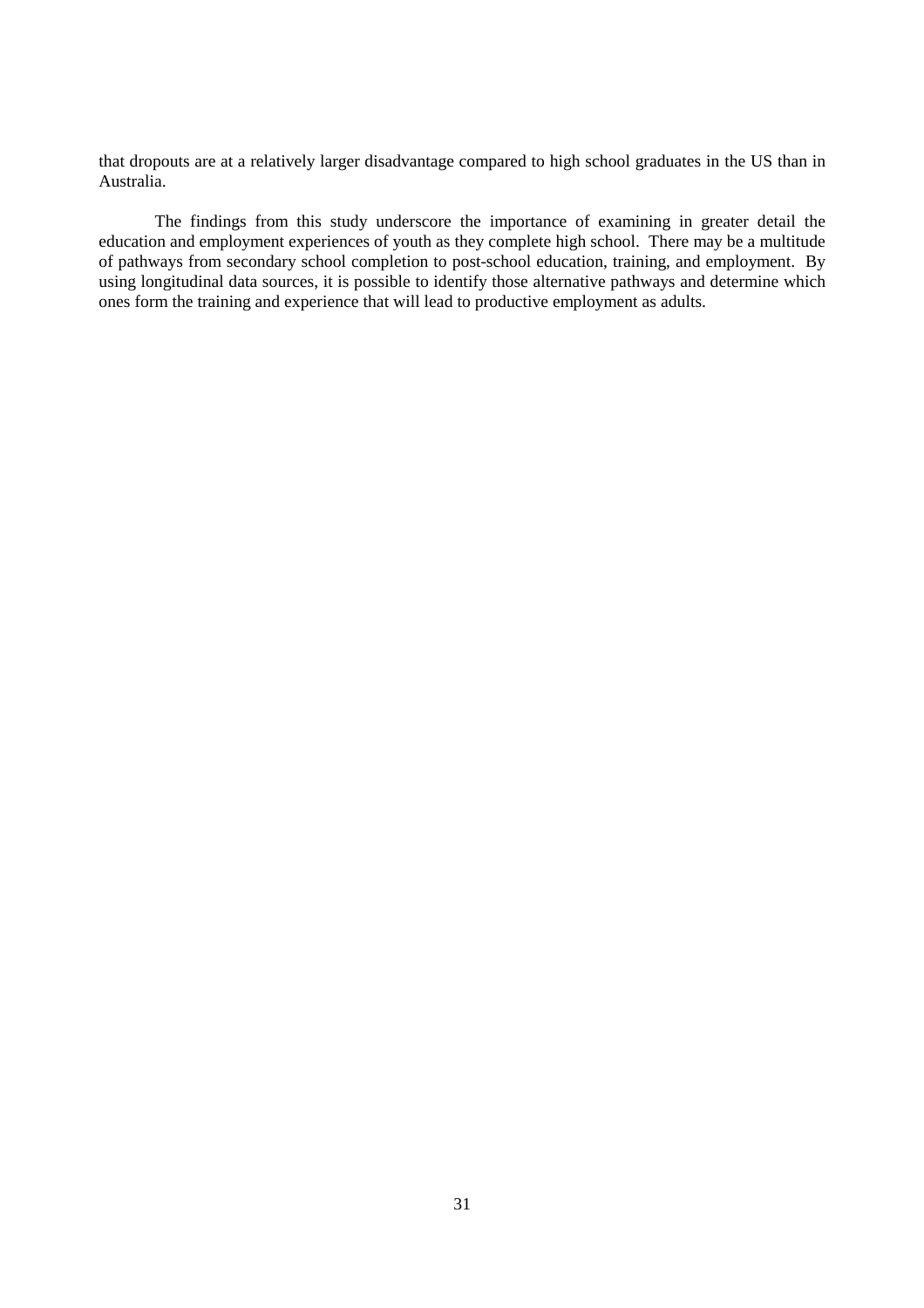that dropouts are at a relatively larger disadvantage compared to high school graduates in the US than in Australia.

The findings from this study underscore the importance of examining in greater detail the education and employment experiences of youth as they complete high school. There may be a multitude of pathways from secondary school completion to post-school education, training, and employment. By using longitudinal data sources, it is possible to identify those alternative pathways and determine which ones form the training and experience that will lead to productive employment as adults.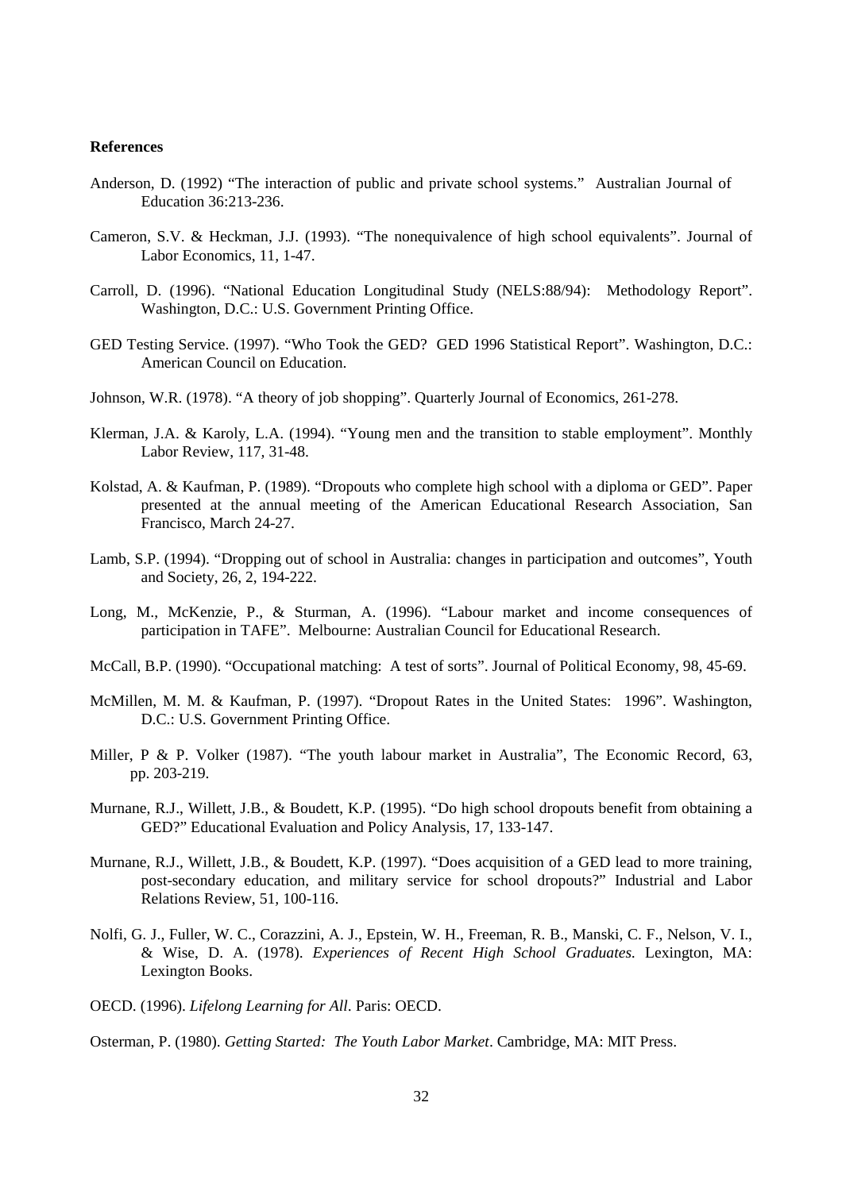**References**

Anderson, D. (1992) "The interaction of public and private school systems." Australian Journal of Education 36:213-236.

Cameron, S.V. & Heckman, J.J. (1993). "The nonequivalence of high school equivalents". Journal of Labor Economics, 11, 1-47.

Carroll, D. (1996). "National Education Longitudinal Study (NELS:88/94): Methodology Report". Washington, D.C.: U.S. Government Printing Office.

GED Testing Service. (1997). "Who Took the GED? GED 1996 Statistical Report". Washington, D.C.: American Council on Education.

Johnson, W.R. (1978). "A theory of job shopping". Quarterly Journal of Economics, 261-278.

Klerman, J.A. & Karoly, L.A. (1994). "Young men and the transition to stable employment". Monthly Labor Review, 117, 31-48.

Kolstad, A. & Kaufman, P. (1989). "Dropouts who complete high school with a diploma or GED". Paper presented at the annual meeting of the American Educational Research Association, San Francisco, March 24-27.

Lamb, S.P. (1994). "Dropping out of school in Australia: changes in participation and outcomes", Youth and Society, 26, 2, 194-222.

Long, M., McKenzie, P., & Sturman, A. (1996). "Labour market and income consequences of participation in TAFE". Melbourne: Australian Council for Educational Research.

McCall, B.P. (1990). "Occupational matching: A test of sorts". Journal of Political Economy, 98, 45-69.

McMillen, M. M. & Kaufman, P. (1997). "Dropout Rates in the United States: 1996". Washington, D.C.: U.S. Government Printing Office.

Miller, P & P. Volker (1987). "The youth labour market in Australia", The Economic Record, 63, pp. 203-219.

Murnane, R.J., Willett, J.B., & Boudett, K.P. (1995). "Do high school dropouts benefit from obtaining a GED?" Educational Evaluation and Policy Analysis, 17, 133-147.

Murnane, R.J., Willett, J.B., & Boudett, K.P. (1997). "Does acquisition of a GED lead to more training, post-secondary education, and military service for school dropouts?" Industrial and Labor Relations Review, 51, 100-116.

Nolfi, G. J., Fuller, W. C., Corazzini, A. J., Epstein, W. H., Freeman, R. B., Manski, C. F., Nelson, V. I., & Wise, D. A. (1978). *Experiences of Recent High School Graduates.* Lexington, MA: Lexington Books.

OECD. (1996). *Lifelong Learning for All*. Paris: OECD.

Osterman, P. (1980). *Getting Started: The Youth Labor Market*. Cambridge, MA: MIT Press.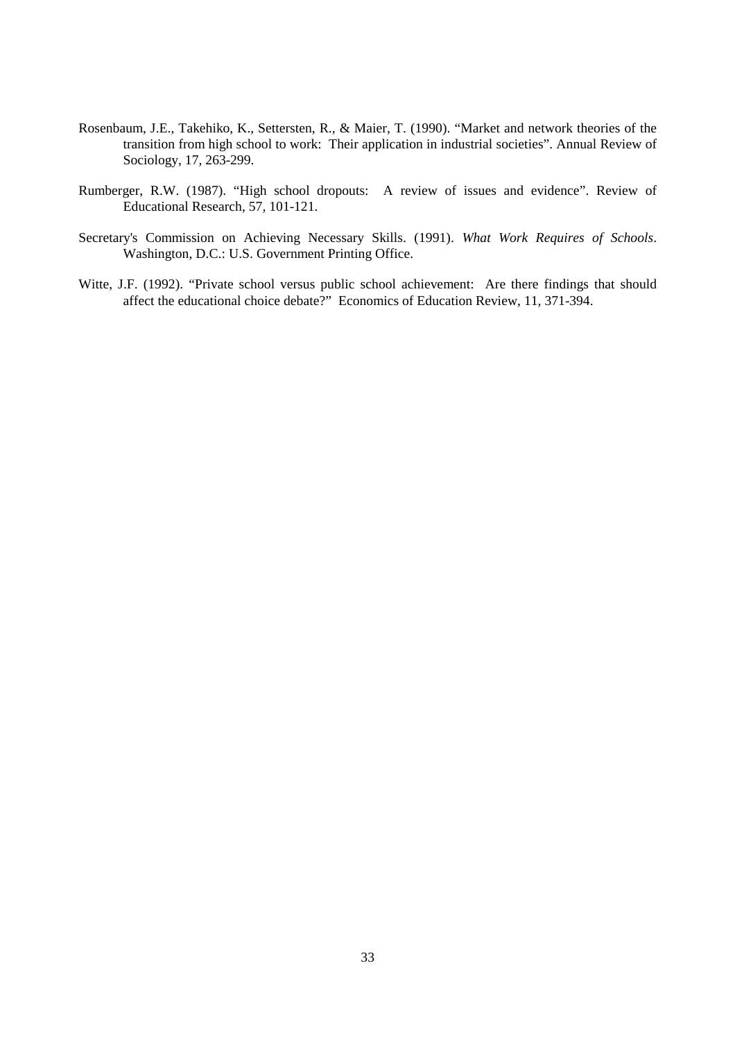Rosenbaum, J.E., Takehiko, K., Settersten, R., & Maier, T. (1990). "Market and network theories of the transition from high school to work: Their application in industrial societies". Annual Review of Sociology, 17, 263-299.

Rumberger, R.W. (1987). "High school dropouts: A review of issues and evidence". Review of Educational Research, 57, 101-121.

Secretary's Commission on Achieving Necessary Skills. (1991). *What Work Requires of Schools*. Washington, D.C.: U.S. Government Printing Office.

Witte, J.F. (1992). "Private school versus public school achievement: Are there findings that should affect the educational choice debate?" Economics of Education Review, 11, 371-394.